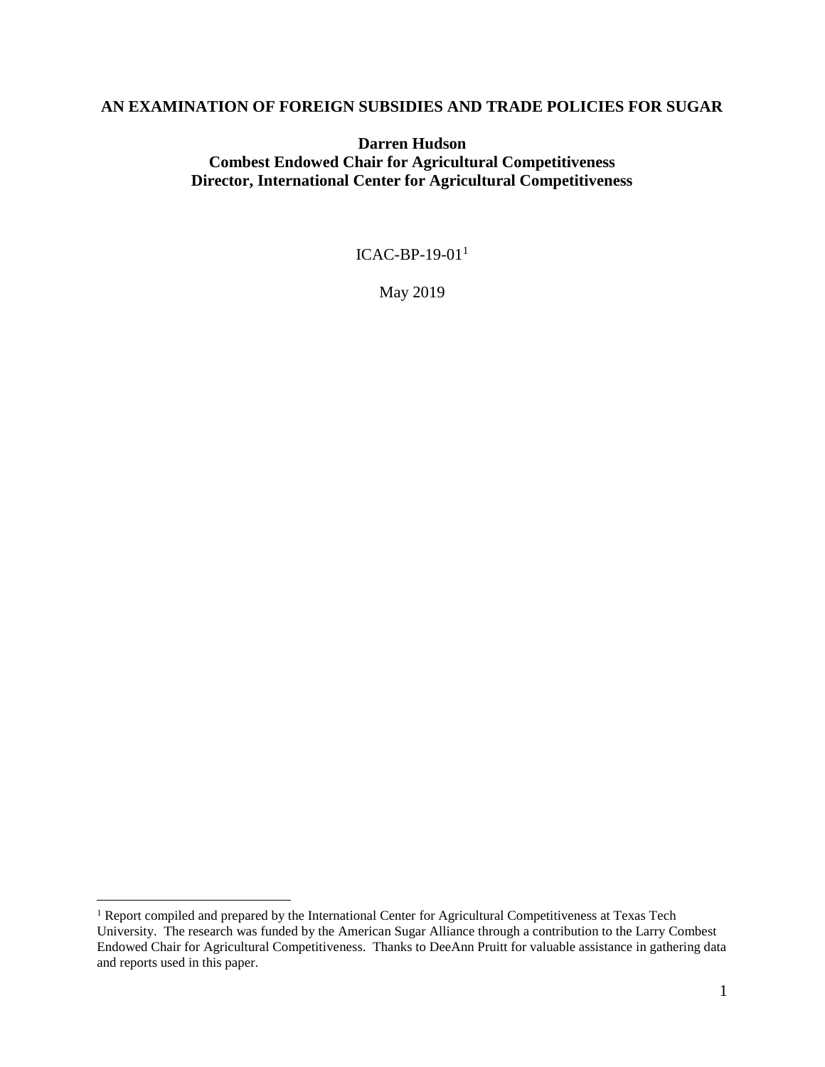# AN EXAMINATION OF FOREIGN SUBSIDIES AND TRADE POLICIES FOR SUGAR

**Darren Hudson**
**Combest Endowed Chair for Agricultural Competitiveness**
**Director, International Center for Agricultural Competitiveness**

ICAC-BP-19-01[1]

May 2019

[1] Report compiled and prepared by the International Center for Agricultural Competitiveness at Texas Tech University. The research was funded by the American Sugar Alliance through a contribution to the Larry Combest Endowed Chair for Agricultural Competitiveness. Thanks to DeeAnn Pruitt for valuable assistance in gathering data and reports used in this paper.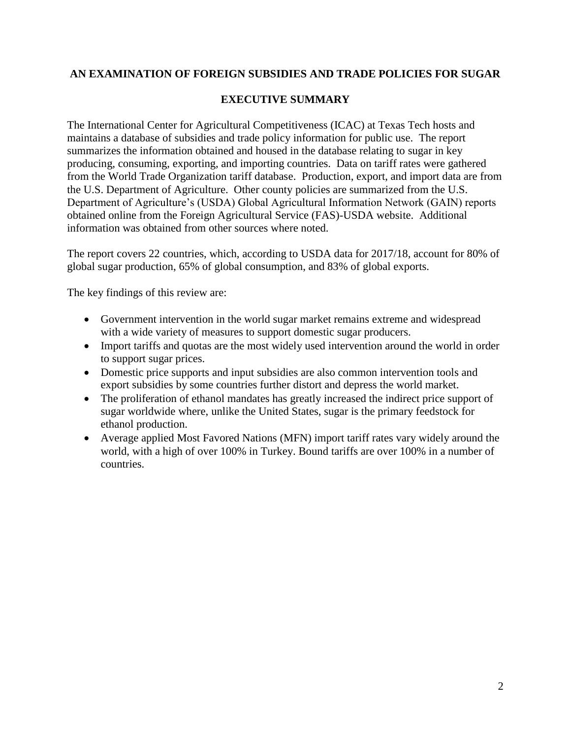**AN EXAMINATION OF FOREIGN SUBSIDIES AND TRADE POLICIES FOR SUGAR**

## EXECUTIVE SUMMARY

The International Center for Agricultural Competitiveness (ICAC) at Texas Tech hosts and maintains a database of subsidies and trade policy information for public use. The report summarizes the information obtained and housed in the database relating to sugar in key producing, consuming, exporting, and importing countries. Data on tariff rates were gathered from the World Trade Organization tariff database. Production, export, and import data are from the U.S. Department of Agriculture. Other county policies are summarized from the U.S. Department of Agriculture's (USDA) Global Agricultural Information Network (GAIN) reports obtained online from the Foreign Agricultural Service (FAS)-USDA website. Additional information was obtained from other sources where noted.

The report covers 22 countries, which, according to USDA data for 2017/18, account for 80% of global sugar production, 65% of global consumption, and 83% of global exports.

The key findings of this review are:

- Government intervention in the world sugar market remains extreme and widespread with a wide variety of measures to support domestic sugar producers.
- Import tariffs and quotas are the most widely used intervention around the world in order to support sugar prices.
- Domestic price supports and input subsidies are also common intervention tools and export subsidies by some countries further distort and depress the world market.
- The proliferation of ethanol mandates has greatly increased the indirect price support of sugar worldwide where, unlike the United States, sugar is the primary feedstock for ethanol production.
- Average applied Most Favored Nations (MFN) import tariff rates vary widely around the world, with a high of over 100% in Turkey. Bound tariffs are over 100% in a number of countries.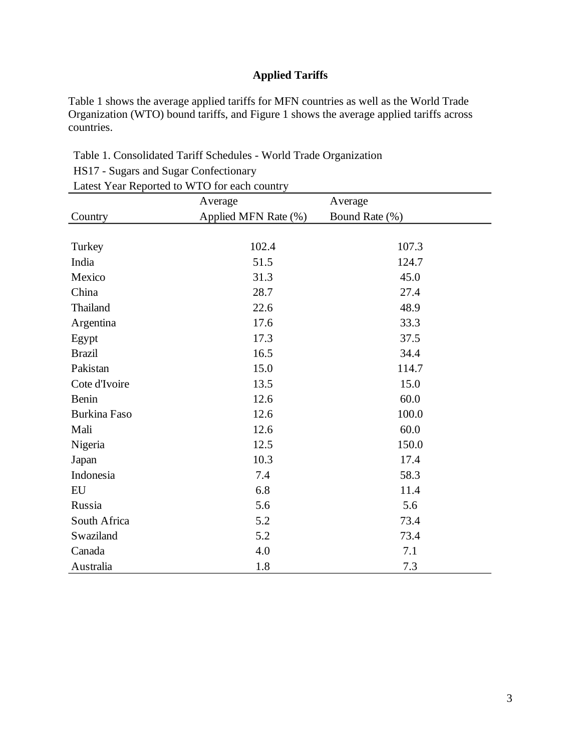## Applied Tariffs

Table 1 shows the average applied tariffs for MFN countries as well as the World Trade Organization (WTO) bound tariffs, and Figure 1 shows the average applied tariffs across countries.

Table 1. Consolidated Tariff Schedules - World Trade Organization
HS17 - Sugars and Sugar Confectionary
Latest Year Reported to WTO for each country

| Country | Average Applied MFN Rate (%) | Average Bound Rate (%) |
|---|---|---|
| Turkey | 102.4 | 107.3 |
| India | 51.5 | 124.7 |
| Mexico | 31.3 | 45.0 |
| China | 28.7 | 27.4 |
| Thailand | 22.6 | 48.9 |
| Argentina | 17.6 | 33.3 |
| Egypt | 17.3 | 37.5 |
| Brazil | 16.5 | 34.4 |
| Pakistan | 15.0 | 114.7 |
| Cote d'Ivoire | 13.5 | 15.0 |
| Benin | 12.6 | 60.0 |
| Burkina Faso | 12.6 | 100.0 |
| Mali | 12.6 | 60.0 |
| Nigeria | 12.5 | 150.0 |
| Japan | 10.3 | 17.4 |
| Indonesia | 7.4 | 58.3 |
| EU | 6.8 | 11.4 |
| Russia | 5.6 | 5.6 |
| South Africa | 5.2 | 73.4 |
| Swaziland | 5.2 | 73.4 |
| Canada | 4.0 | 7.1 |
| Australia | 1.8 | 7.3 |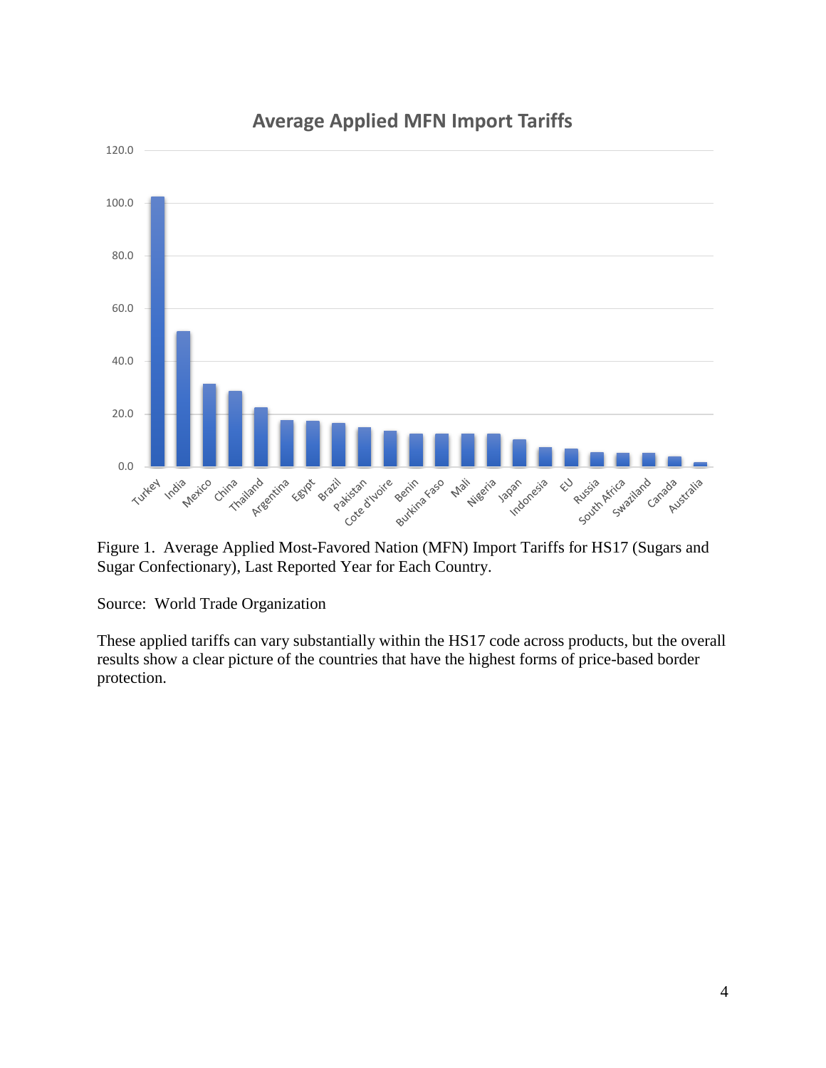Figure 1. Average Applied Most-Favored Nation (MFN) Import Tariffs for HS17 (Sugars and Sugar Confectionary), Last Reported Year for Each Country.

Source: World Trade Organization

These applied tariffs can vary substantially within the HS17 code across products, but the overall results show a clear picture of the countries that have the highest forms of price-based border protection.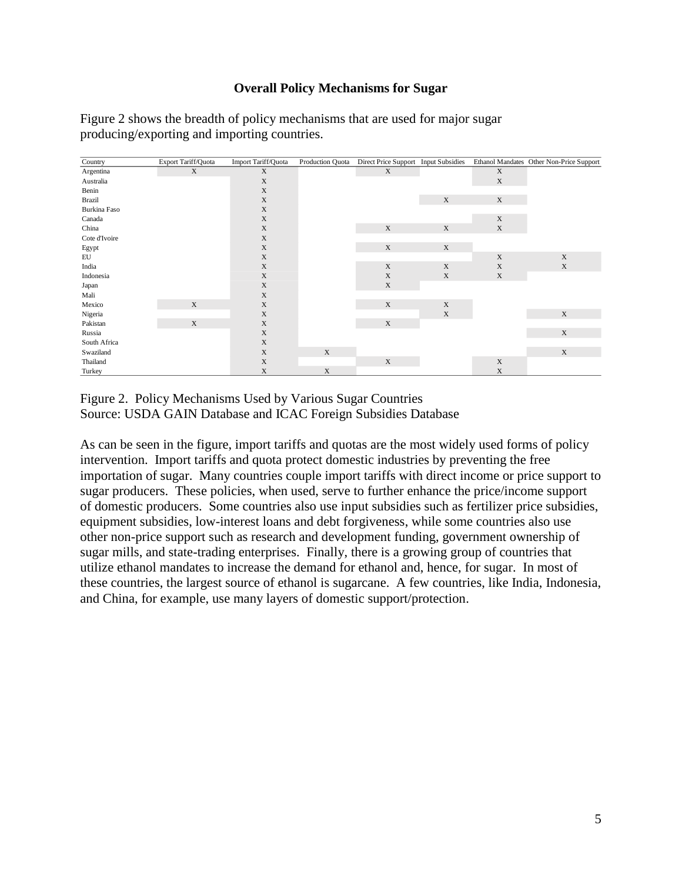**Overall Policy Mechanisms for Sugar**

Figure 2 shows the breadth of policy mechanisms that are used for major sugar producing/exporting and importing countries.

| Country | Export Tariff/Quota | Import Tariff/Quota | Production Quota | Direct Price Support | Input Subsidies | Ethanol Mandates | Other Non-Price Support |
|---|---|---|---|---|---|---|---|
| Argentina | X | X | | X | | X | |
| Australia | | X | | | | X | |
| Benin | | X | | | | | |
| Brazil | | X | | | X | X | |
| Burkina Faso | | X | | | | | |
| Canada | | X | | | | X | |
| China | | X | | X | X | X | |
| Cote d'Ivoire | | X | | | | | |
| Egypt | | X | | X | X | | |
| EU | | X | | | | X | X |
| India | | X | | X | X | X | X |
| Indonesia | | X | | X | X | X | |
| Japan | | X | | X | | | |
| Mali | | X | | | | | |
| Mexico | X | X | | X | X | | |
| Nigeria | | X | | | X | | X |
| Pakistan | X | X | | X | | | |
| Russia | | X | | | | | X |
| South Africa | | X | | | | | |
| Swaziland | | X | X | | | | X |
| Thailand | | X | | X | | X | |
| Turkey | | X | X | | | X | |

Figure 2. Policy Mechanisms Used by Various Sugar Countries
Source: USDA GAIN Database and ICAC Foreign Subsidies Database

As can be seen in the figure, import tariffs and quotas are the most widely used forms of policy intervention. Import tariffs and quota protect domestic industries by preventing the free importation of sugar. Many countries couple import tariffs with direct income or price support to sugar producers. These policies, when used, serve to further enhance the price/income support of domestic producers. Some countries also use input subsidies such as fertilizer price subsidies, equipment subsidies, low-interest loans and debt forgiveness, while some countries also use other non-price support such as research and development funding, government ownership of sugar mills, and state-trading enterprises. Finally, there is a growing group of countries that utilize ethanol mandates to increase the demand for ethanol and, hence, for sugar. In most of these countries, the largest source of ethanol is sugarcane. A few countries, like India, Indonesia, and China, for example, use many layers of domestic support/protection.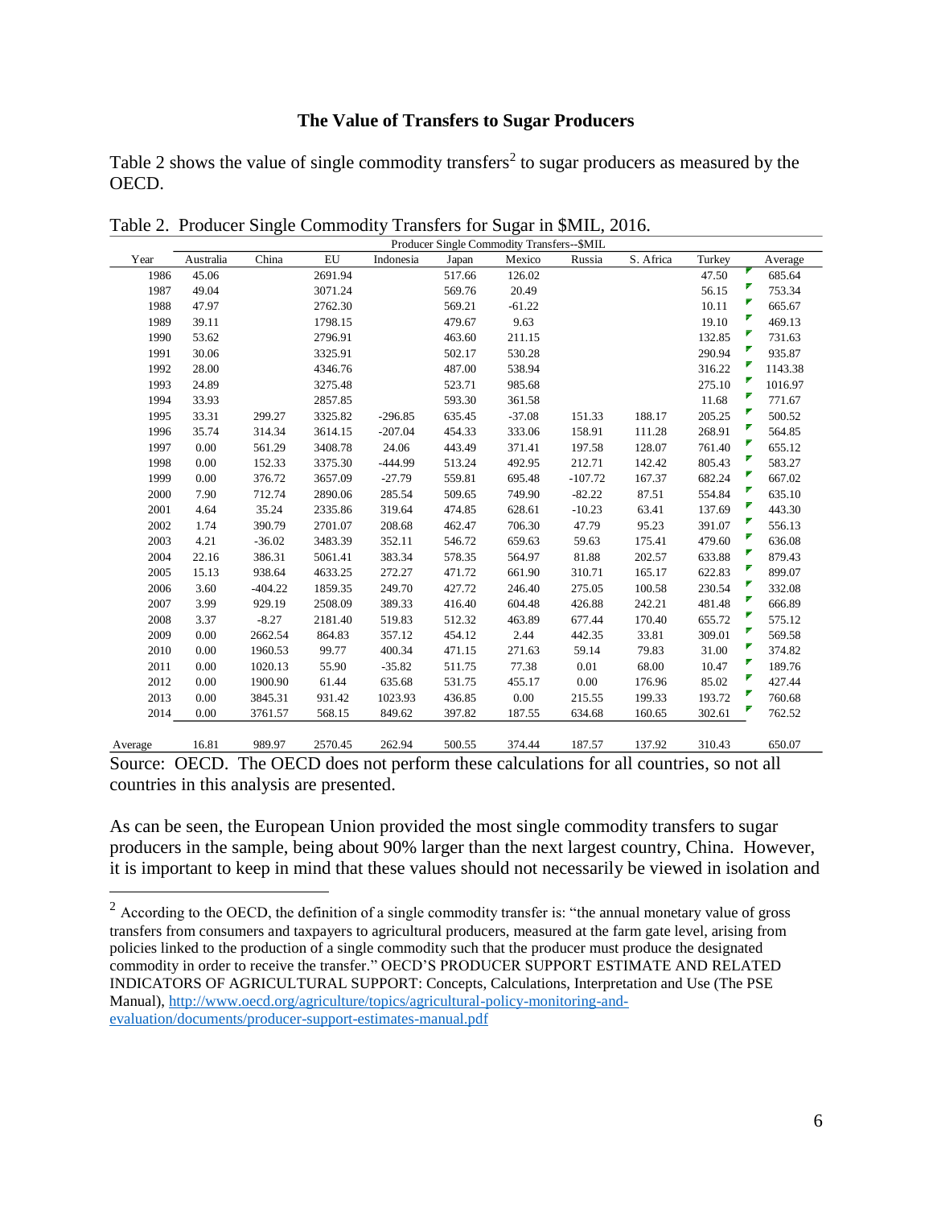### The Value of Transfers to Sugar Producers

Table 2 shows the value of single commodity transfers[2] to sugar producers as measured by the OECD.

Table 2. Producer Single Commodity Transfers for Sugar in $MIL, 2016.

| | Producer Single Commodity Transfers--$MIL | | | | | | | | | |
|---|---|---|---|---|---|---|---|---|---|---|
| Year | Australia | China | EU | Indonesia | Japan | Mexico | Russia | S. Africa | Turkey | Average |
| 1986 | 45.06 | | 2691.94 | | 517.66 | 126.02 | | | 47.50 | 685.64 |
| 1987 | 49.04 | | 3071.24 | | 569.76 | 20.49 | | | 56.15 | 753.34 |
| 1988 | 47.97 | | 2762.30 | | 569.21 | -61.22 | | | 10.11 | 665.67 |
| 1989 | 39.11 | | 1798.15 | | 479.67 | 9.63 | | | 19.10 | 469.13 |
| 1990 | 53.62 | | 2796.91 | | 463.60 | 211.15 | | | 132.85 | 731.63 |
| 1991 | 30.06 | | 3325.91 | | 502.17 | 530.28 | | | 290.94 | 935.87 |
| 1992 | 28.00 | | 4346.76 | | 487.00 | 538.94 | | | 316.22 | 1143.38 |
| 1993 | 24.89 | | 3275.48 | | 523.71 | 985.68 | | | 275.10 | 1016.97 |
| 1994 | 33.93 | | 2857.85 | | 593.30 | 361.58 | | | 11.68 | 771.67 |
| 1995 | 33.31 | 299.27 | 3325.82 | -296.85 | 635.45 | -37.08 | 151.33 | 188.17 | 205.25 | 500.52 |
| 1996 | 35.74 | 314.34 | 3614.15 | -207.04 | 454.33 | 333.06 | 158.91 | 111.28 | 268.91 | 564.85 |
| 1997 | 0.00 | 561.29 | 3408.78 | 24.06 | 443.49 | 371.41 | 197.58 | 128.07 | 761.40 | 655.12 |
| 1998 | 0.00 | 152.33 | 3375.30 | -444.99 | 513.24 | 492.95 | 212.71 | 142.42 | 805.43 | 583.27 |
| 1999 | 0.00 | 376.72 | 3657.09 | -27.79 | 559.81 | 695.48 | -107.72 | 167.37 | 682.24 | 667.02 |
| 2000 | 7.90 | 712.74 | 2890.06 | 285.54 | 509.65 | 749.90 | -82.22 | 87.51 | 554.84 | 635.10 |
| 2001 | 4.64 | 35.24 | 2335.86 | 319.64 | 474.85 | 628.61 | -10.23 | 63.41 | 137.69 | 443.30 |
| 2002 | 1.74 | 390.79 | 2701.07 | 208.68 | 462.47 | 706.30 | 47.79 | 95.23 | 391.07 | 556.13 |
| 2003 | 4.21 | -36.02 | 3483.39 | 352.11 | 546.72 | 659.63 | 59.63 | 175.41 | 479.60 | 636.08 |
| 2004 | 22.16 | 386.31 | 5061.41 | 383.34 | 578.35 | 564.97 | 81.88 | 202.57 | 633.88 | 879.43 |
| 2005 | 15.13 | 938.64 | 4633.25 | 272.27 | 471.72 | 661.90 | 310.71 | 165.17 | 622.83 | 899.07 |
| 2006 | 3.60 | -404.22 | 1859.35 | 249.70 | 427.72 | 246.40 | 275.05 | 100.58 | 230.54 | 332.08 |
| 2007 | 3.99 | 929.19 | 2508.09 | 389.33 | 416.40 | 604.48 | 426.88 | 242.21 | 481.48 | 666.89 |
| 2008 | 3.37 | -8.27 | 2181.40 | 519.83 | 512.32 | 463.89 | 677.44 | 170.40 | 655.72 | 575.12 |
| 2009 | 0.00 | 2662.54 | 864.83 | 357.12 | 454.12 | 2.44 | 442.35 | 33.81 | 309.01 | 569.58 |
| 2010 | 0.00 | 1960.53 | 99.77 | 400.34 | 471.15 | 271.63 | 59.14 | 79.83 | 31.00 | 374.82 |
| 2011 | 0.00 | 1020.13 | 55.90 | -35.82 | 511.75 | 77.38 | 0.01 | 68.00 | 10.47 | 189.76 |
| 2012 | 0.00 | 1900.90 | 61.44 | 635.68 | 531.75 | 455.17 | 0.00 | 176.96 | 85.02 | 427.44 |
| 2013 | 0.00 | 3845.31 | 931.42 | 1023.93 | 436.85 | 0.00 | 215.55 | 199.33 | 193.72 | 760.68 |
| 2014 | 0.00 | 3761.57 | 568.15 | 849.62 | 397.82 | 187.55 | 634.68 | 160.65 | 302.61 | 762.52 |
| Average | 16.81 | 989.97 | 2570.45 | 262.94 | 500.55 | 374.44 | 187.57 | 137.92 | 310.43 | 650.07 |

Source: OECD. The OECD does not perform these calculations for all countries, so not all countries in this analysis are presented.

As can be seen, the European Union provided the most single commodity transfers to sugar producers in the sample, being about 90% larger than the next largest country, China. However, it is important to keep in mind that these values should not necessarily be viewed in isolation and

[2] According to the OECD, the definition of a single commodity transfer is: "the annual monetary value of gross transfers from consumers and taxpayers to agricultural producers, measured at the farm gate level, arising from policies linked to the production of a single commodity such that the producer must produce the designated commodity in order to receive the transfer." OECD'S PRODUCER SUPPORT ESTIMATE AND RELATED INDICATORS OF AGRICULTURAL SUPPORT: Concepts, Calculations, Interpretation and Use (The PSE Manual), http://www.oecd.org/agriculture/topics/agricultural-policy-monitoring-and-evaluation/documents/producer-support-estimates-manual.pdf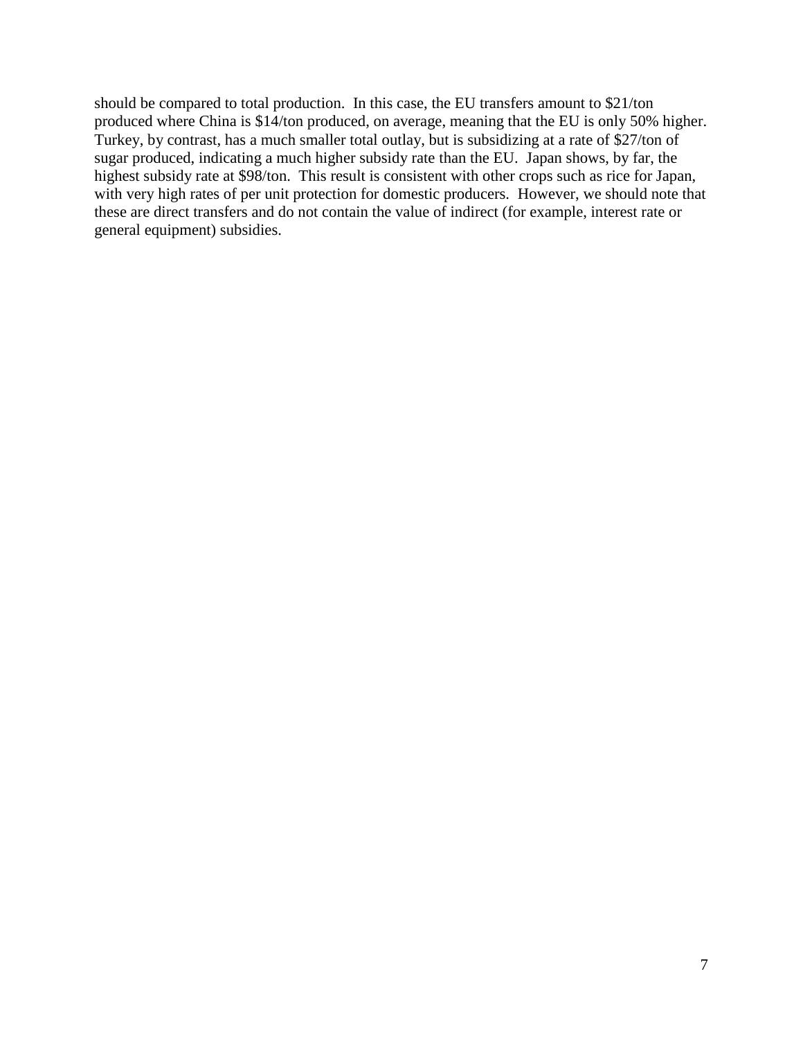should be compared to total production. In this case, the EU transfers amount to $21/ton produced where China is $14/ton produced, on average, meaning that the EU is only 50% higher. Turkey, by contrast, has a much smaller total outlay, but is subsidizing at a rate of $27/ton of sugar produced, indicating a much higher subsidy rate than the EU. Japan shows, by far, the highest subsidy rate at $98/ton. This result is consistent with other crops such as rice for Japan, with very high rates of per unit protection for domestic producers. However, we should note that these are direct transfers and do not contain the value of indirect (for example, interest rate or general equipment) subsidies.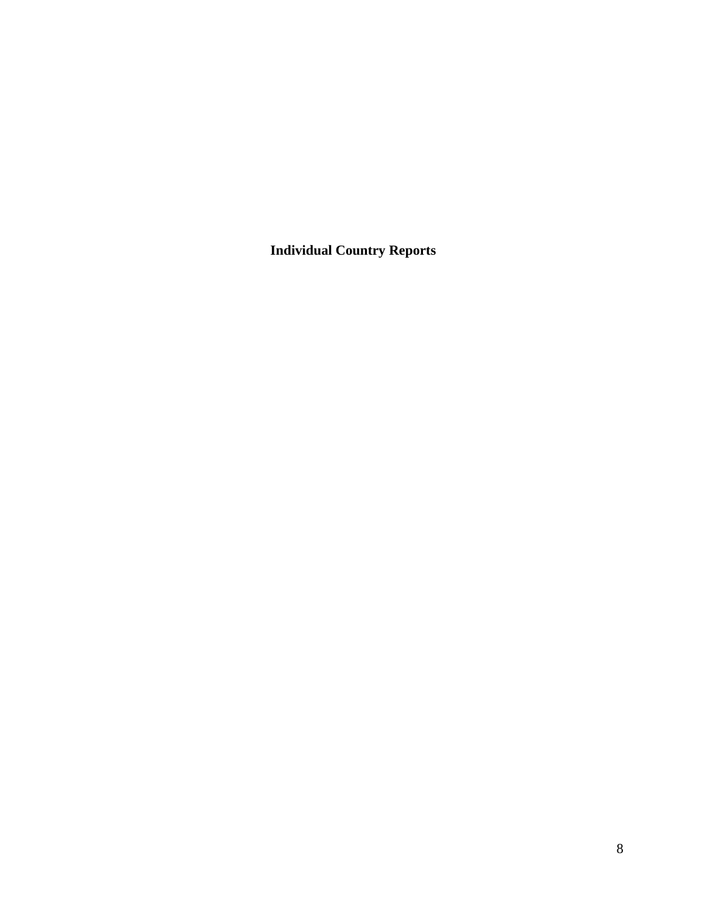**Individual Country Reports**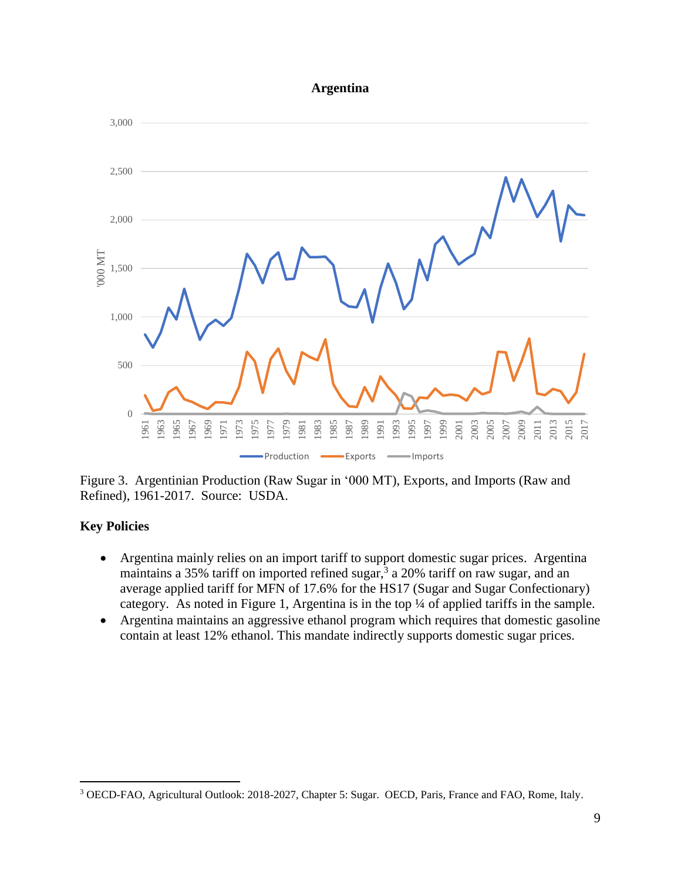**Argentina**

Figure 3. Argentinian Production (Raw Sugar in '000 MT), Exports, and Imports (Raw and Refined), 1961-2017. Source: USDA.

## Key Policies

- Argentina mainly relies on an import tariff to support domestic sugar prices. Argentina maintains a 35% tariff on imported refined sugar,[3] a 20% tariff on raw sugar, and an average applied tariff for MFN of 17.6% for the HS17 (Sugar and Sugar Confectionary) category. As noted in Figure 1, Argentina is in the top ¼ of applied tariffs in the sample.
- Argentina maintains an aggressive ethanol program which requires that domestic gasoline contain at least 12% ethanol. This mandate indirectly supports domestic sugar prices.

[3] OECD-FAO, Agricultural Outlook: 2018-2027, Chapter 5: Sugar. OECD, Paris, France and FAO, Rome, Italy.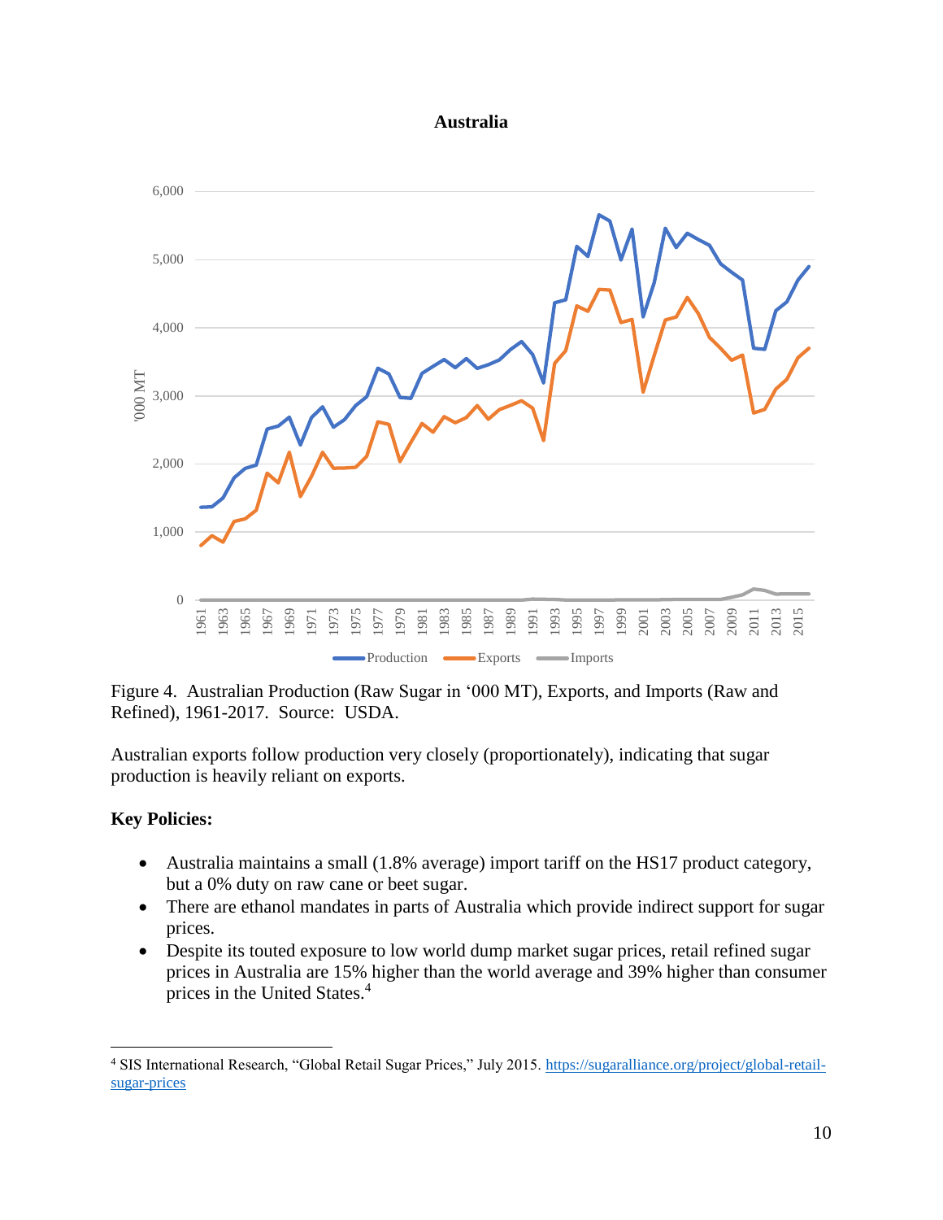**Australia**

Figure 4. Australian Production (Raw Sugar in '000 MT), Exports, and Imports (Raw and Refined), 1961-2017. Source: USDA.

Australian exports follow production very closely (proportionately), indicating that sugar production is heavily reliant on exports.

**Key Policies:**

- Australia maintains a small (1.8% average) import tariff on the HS17 product category, but a 0% duty on raw cane or beet sugar.
- There are ethanol mandates in parts of Australia which provide indirect support for sugar prices.
- Despite its touted exposure to low world dump market sugar prices, retail refined sugar prices in Australia are 15% higher than the world average and 39% higher than consumer prices in the United States.[4]

[4] SIS International Research, "Global Retail Sugar Prices," July 2015. https://sugaralliance.org/project/global-retail-sugar-prices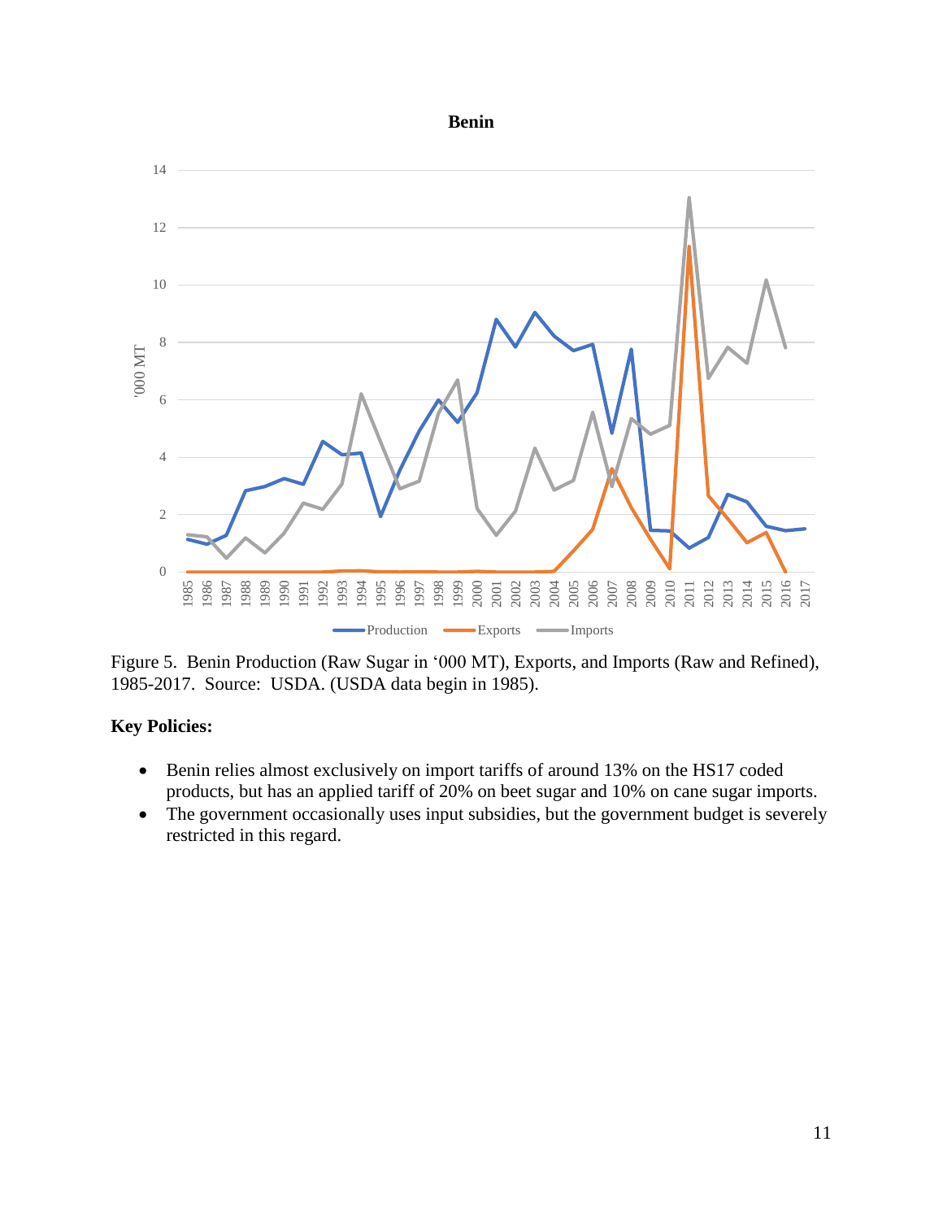Figure 5. Benin Production (Raw Sugar in '000 MT), Exports, and Imports (Raw and Refined), 1985-2017. Source: USDA. (USDA data begin in 1985).

**Key Policies:**

- Benin relies almost exclusively on import tariffs of around 13% on the HS17 coded products, but has an applied tariff of 20% on beet sugar and 10% on cane sugar imports.
- The government occasionally uses input subsidies, but the government budget is severely restricted in this regard.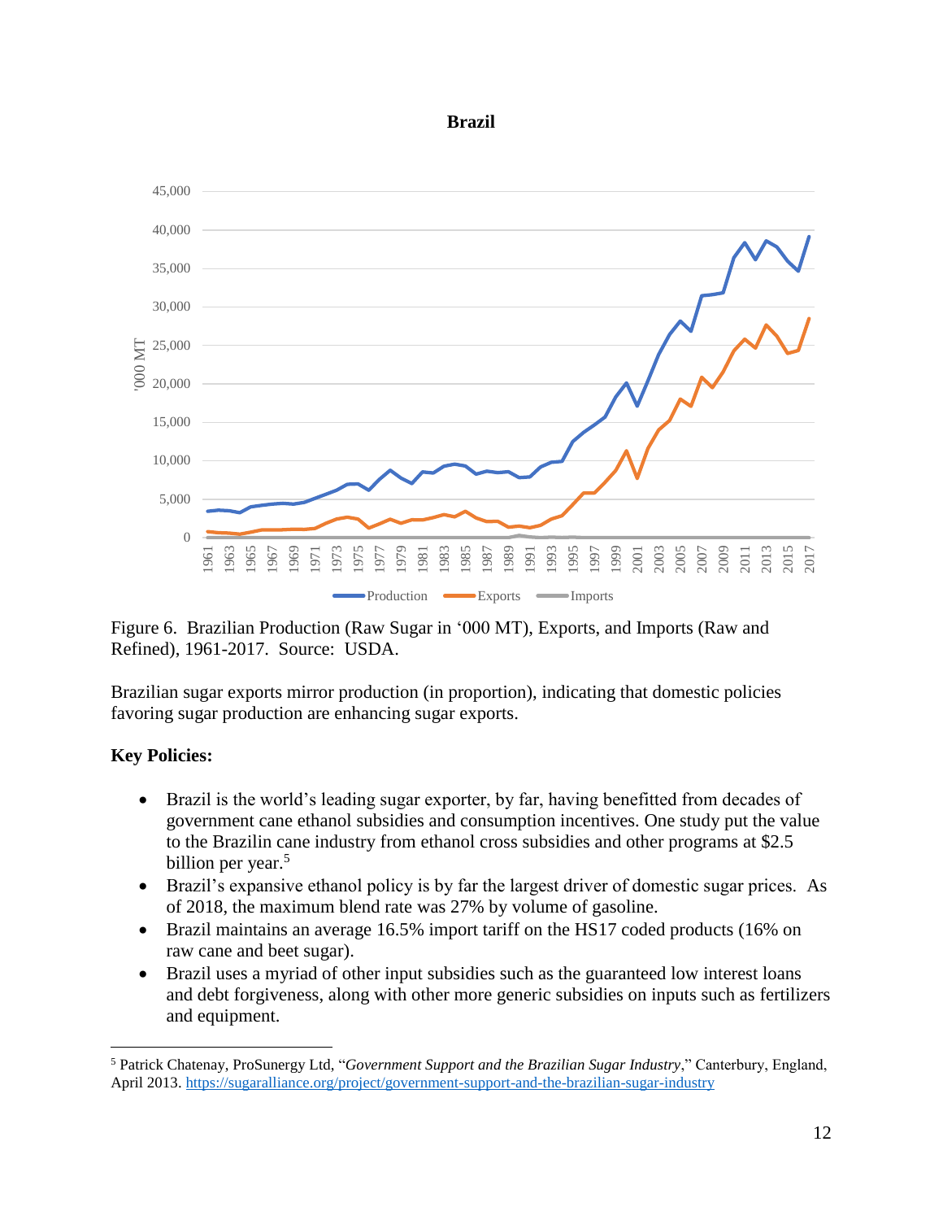**Brazil**

Figure 6. Brazilian Production (Raw Sugar in '000 MT), Exports, and Imports (Raw and Refined), 1961-2017. Source: USDA.

Brazilian sugar exports mirror production (in proportion), indicating that domestic policies favoring sugar production are enhancing sugar exports.

**Key Policies:**

- Brazil is the world's leading sugar exporter, by far, having benefitted from decades of government cane ethanol subsidies and consumption incentives. One study put the value to the Brazilin cane industry from ethanol cross subsidies and other programs at \$2.5 billion per year.[5]
- Brazil's expansive ethanol policy is by far the largest driver of domestic sugar prices. As of 2018, the maximum blend rate was 27% by volume of gasoline.
- Brazil maintains an average 16.5% import tariff on the HS17 coded products (16% on raw cane and beet sugar).
- Brazil uses a myriad of other input subsidies such as the guaranteed low interest loans and debt forgiveness, along with other more generic subsidies on inputs such as fertilizers and equipment.

[5] Patrick Chatenay, ProSunergy Ltd, "*Government Support and the Brazilian Sugar Industry*," Canterbury, England, April 2013. https://sugaralliance.org/project/government-support-and-the-brazilian-sugar-industry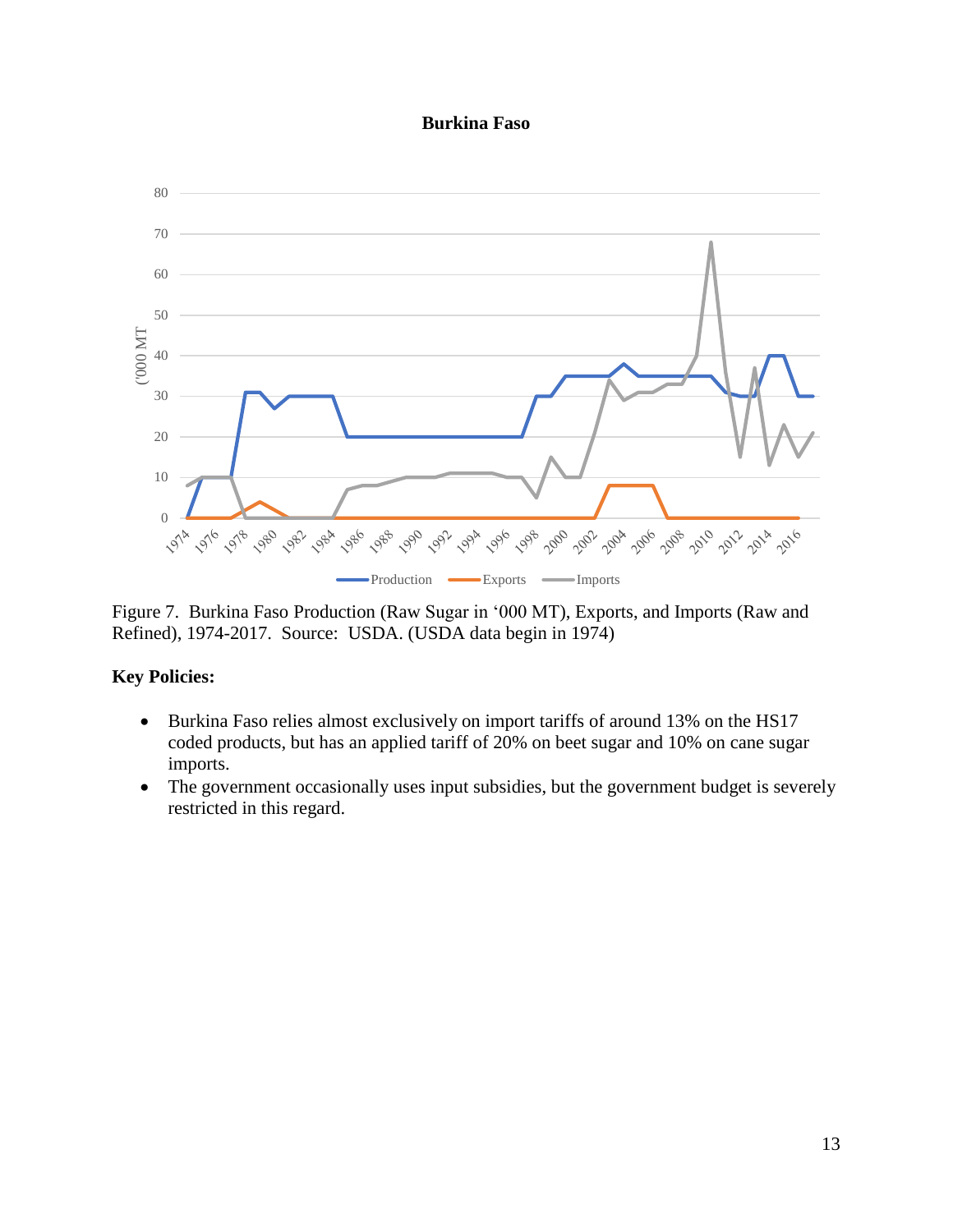**Burkina Faso**

Figure 7. Burkina Faso Production (Raw Sugar in '000 MT), Exports, and Imports (Raw and Refined), 1974-2017. Source: USDA. (USDA data begin in 1974)

**Key Policies:**

- Burkina Faso relies almost exclusively on import tariffs of around 13% on the HS17 coded products, but has an applied tariff of 20% on beet sugar and 10% on cane sugar imports.
- The government occasionally uses input subsidies, but the government budget is severely restricted in this regard.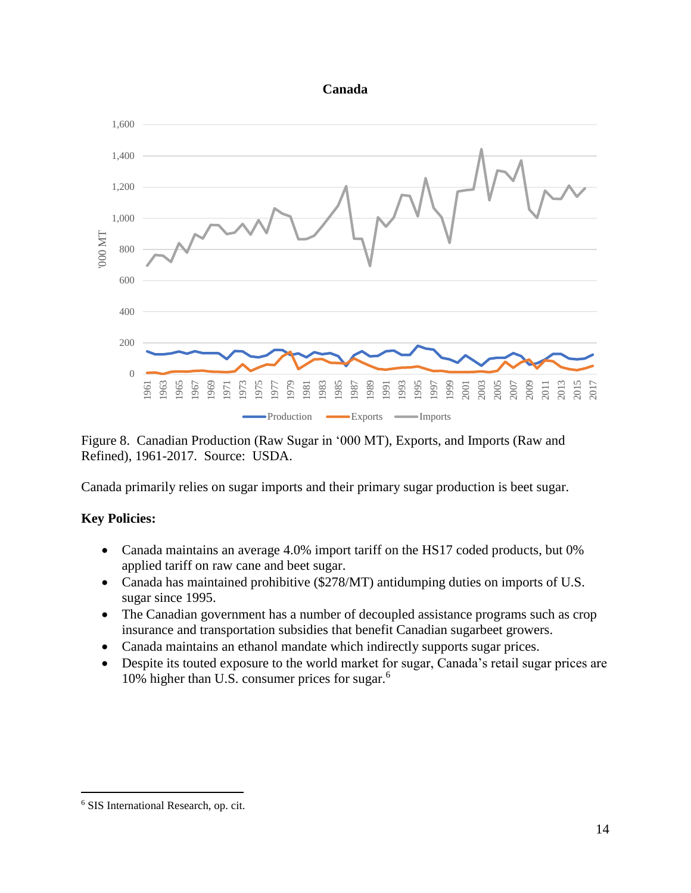Figure 8. Canadian Production (Raw Sugar in '000 MT), Exports, and Imports (Raw and Refined), 1961-2017. Source: USDA.

Canada primarily relies on sugar imports and their primary sugar production is beet sugar.

**Key Policies:**

- Canada maintains an average 4.0% import tariff on the HS17 coded products, but 0% applied tariff on raw cane and beet sugar.
- Canada has maintained prohibitive ($278/MT) antidumping duties on imports of U.S. sugar since 1995.
- The Canadian government has a number of decoupled assistance programs such as crop insurance and transportation subsidies that benefit Canadian sugarbeet growers.
- Canada maintains an ethanol mandate which indirectly supports sugar prices.
- Despite its touted exposure to the world market for sugar, Canada's retail sugar prices are 10% higher than U.S. consumer prices for sugar.[6]

[6] SIS International Research, op. cit.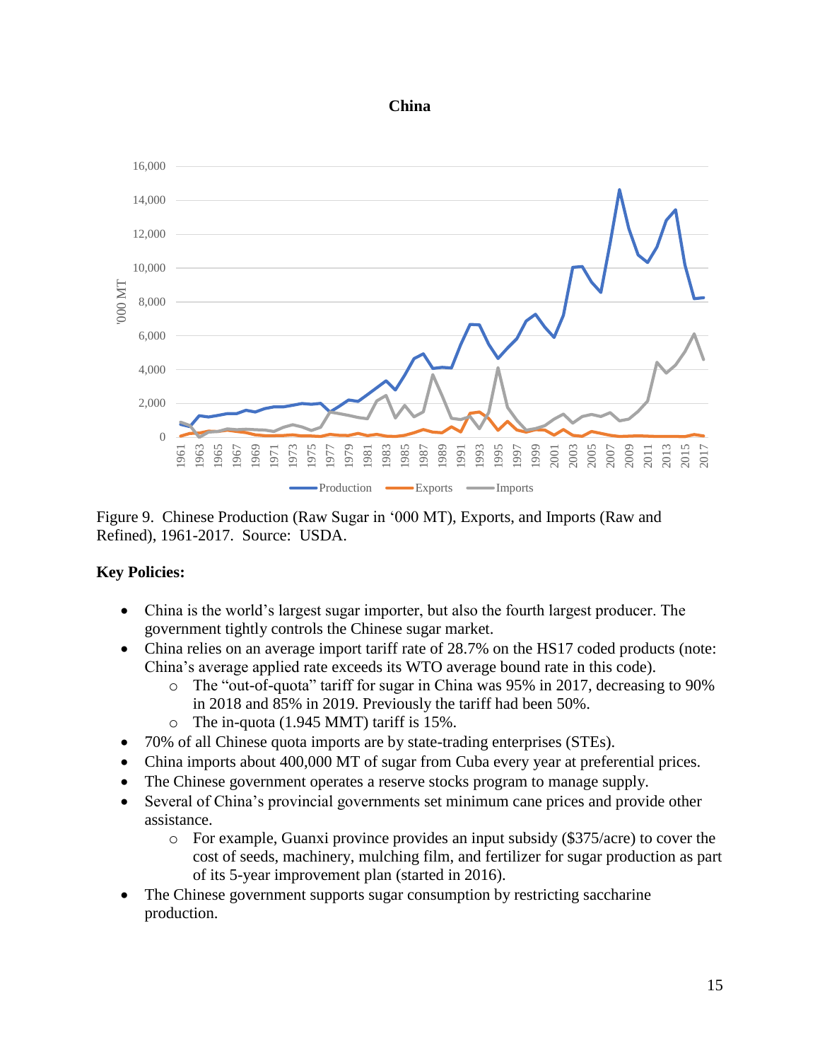**China**

Figure 9. Chinese Production (Raw Sugar in '000 MT), Exports, and Imports (Raw and Refined), 1961-2017. Source: USDA.

**Key Policies:**

- China is the world's largest sugar importer, but also the fourth largest producer. The government tightly controls the Chinese sugar market.
- China relies on an average import tariff rate of 28.7% on the HS17 coded products (note: China's average applied rate exceeds its WTO average bound rate in this code).
  - The "out-of-quota" tariff for sugar in China was 95% in 2017, decreasing to 90% in 2018 and 85% in 2019. Previously the tariff had been 50%.
  - The in-quota (1.945 MMT) tariff is 15%.
- 70% of all Chinese quota imports are by state-trading enterprises (STEs).
- China imports about 400,000 MT of sugar from Cuba every year at preferential prices.
- The Chinese government operates a reserve stocks program to manage supply.
- Several of China's provincial governments set minimum cane prices and provide other assistance.
  - For example, Guanxi province provides an input subsidy ($375/acre) to cover the cost of seeds, machinery, mulching film, and fertilizer for sugar production as part of its 5-year improvement plan (started in 2016).
- The Chinese government supports sugar consumption by restricting saccharine production.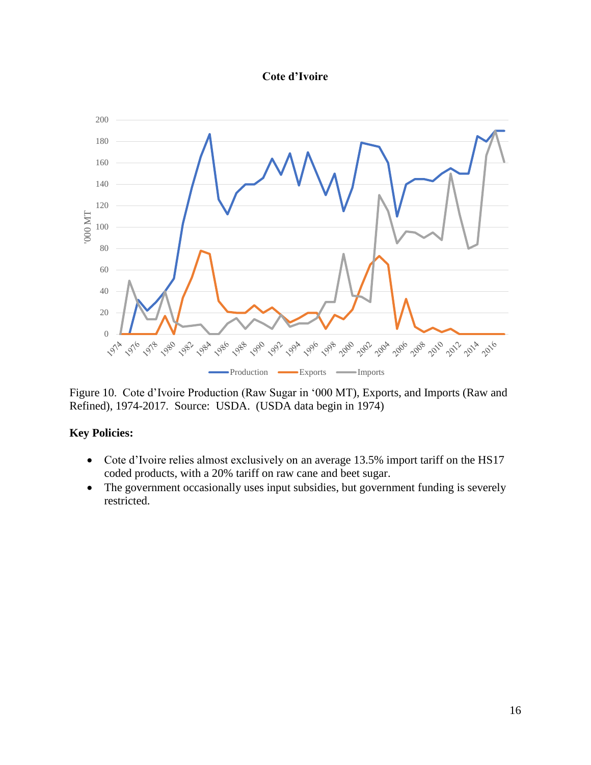**Cote d'Ivoire**

Figure 10. Cote d'Ivoire Production (Raw Sugar in '000 MT), Exports, and Imports (Raw and Refined), 1974-2017. Source: USDA. (USDA data begin in 1974)

**Key Policies:**

- Cote d'Ivoire relies almost exclusively on an average 13.5% import tariff on the HS17 coded products, with a 20% tariff on raw cane and beet sugar.
- The government occasionally uses input subsidies, but government funding is severely restricted.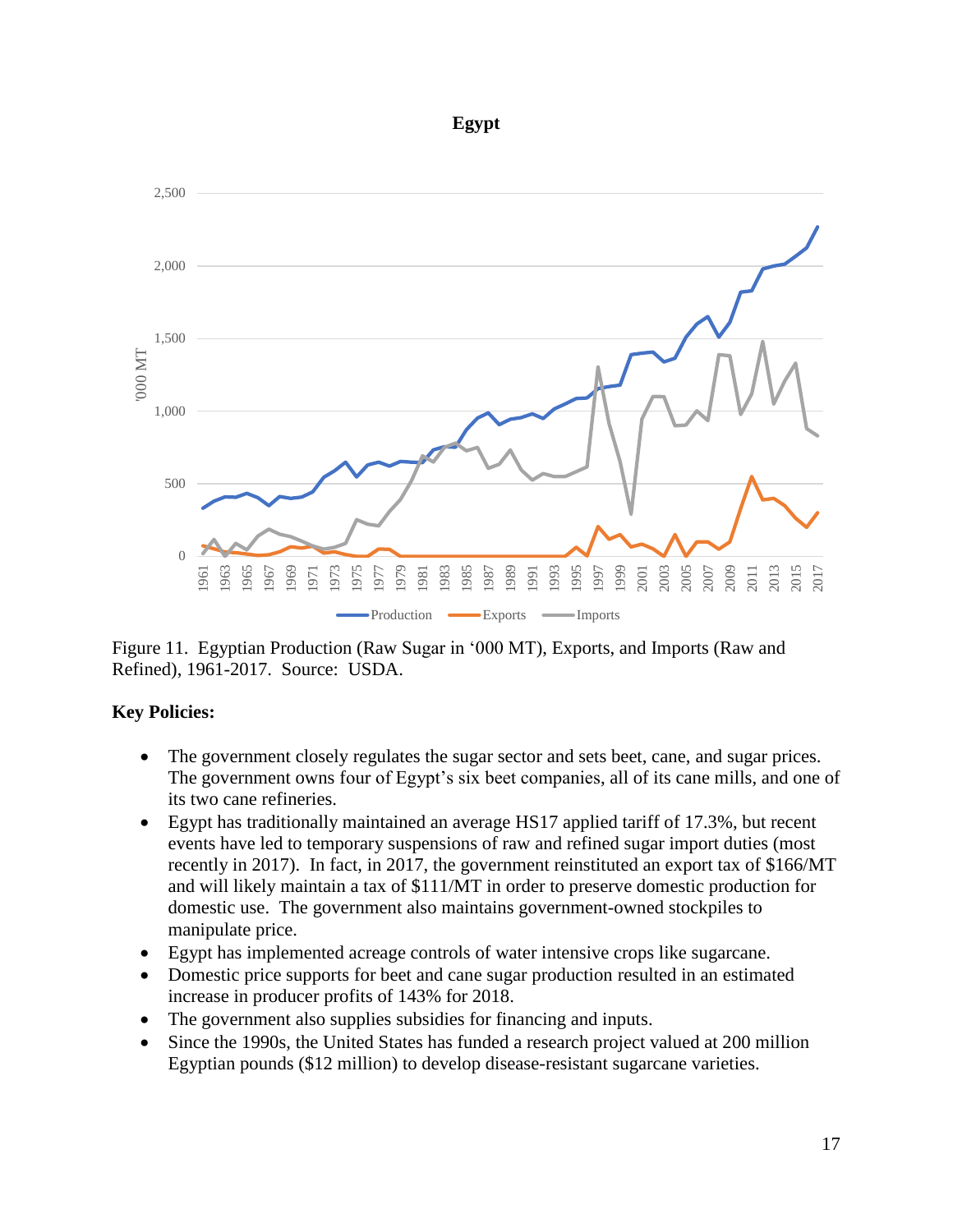Figure 11. Egyptian Production (Raw Sugar in '000 MT), Exports, and Imports (Raw and Refined), 1961-2017. Source: USDA.

**Key Policies:**

- The government closely regulates the sugar sector and sets beet, cane, and sugar prices. The government owns four of Egypt's six beet companies, all of its cane mills, and one of its two cane refineries.
- Egypt has traditionally maintained an average HS17 applied tariff of 17.3%, but recent events have led to temporary suspensions of raw and refined sugar import duties (most recently in 2017). In fact, in 2017, the government reinstituted an export tax of $166/MT and will likely maintain a tax of $111/MT in order to preserve domestic production for domestic use. The government also maintains government-owned stockpiles to manipulate price.
- Egypt has implemented acreage controls of water intensive crops like sugarcane.
- Domestic price supports for beet and cane sugar production resulted in an estimated increase in producer profits of 143% for 2018.
- The government also supplies subsidies for financing and inputs.
- Since the 1990s, the United States has funded a research project valued at 200 million Egyptian pounds ($12 million) to develop disease-resistant sugarcane varieties.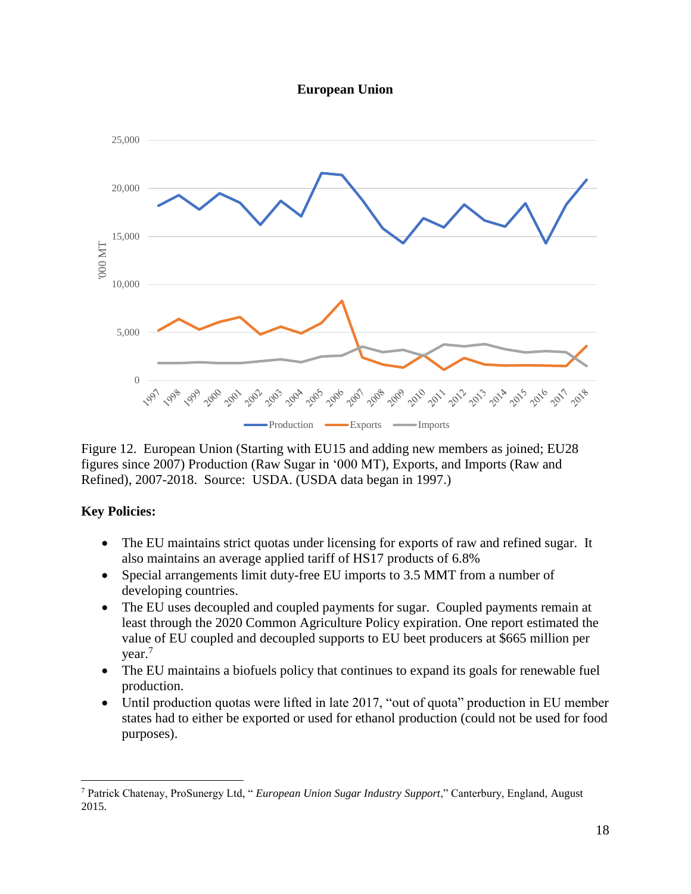**European Union**

Figure 12. European Union (Starting with EU15 and adding new members as joined; EU28 figures since 2007) Production (Raw Sugar in '000 MT), Exports, and Imports (Raw and Refined), 2007-2018. Source: USDA. (USDA data began in 1997.)

**Key Policies:**

- The EU maintains strict quotas under licensing for exports of raw and refined sugar. It also maintains an average applied tariff of HS17 products of 6.8%
- Special arrangements limit duty-free EU imports to 3.5 MMT from a number of developing countries.
- The EU uses decoupled and coupled payments for sugar. Coupled payments remain at least through the 2020 Common Agriculture Policy expiration. One report estimated the value of EU coupled and decoupled supports to EU beet producers at $665 million per year.[7]
- The EU maintains a biofuels policy that continues to expand its goals for renewable fuel production.
- Until production quotas were lifted in late 2017, "out of quota" production in EU member states had to either be exported or used for ethanol production (could not be used for food purposes).

[7] Patrick Chatenay, ProSunergy Ltd, " *European Union Sugar Industry Support*," Canterbury, England, August 2015.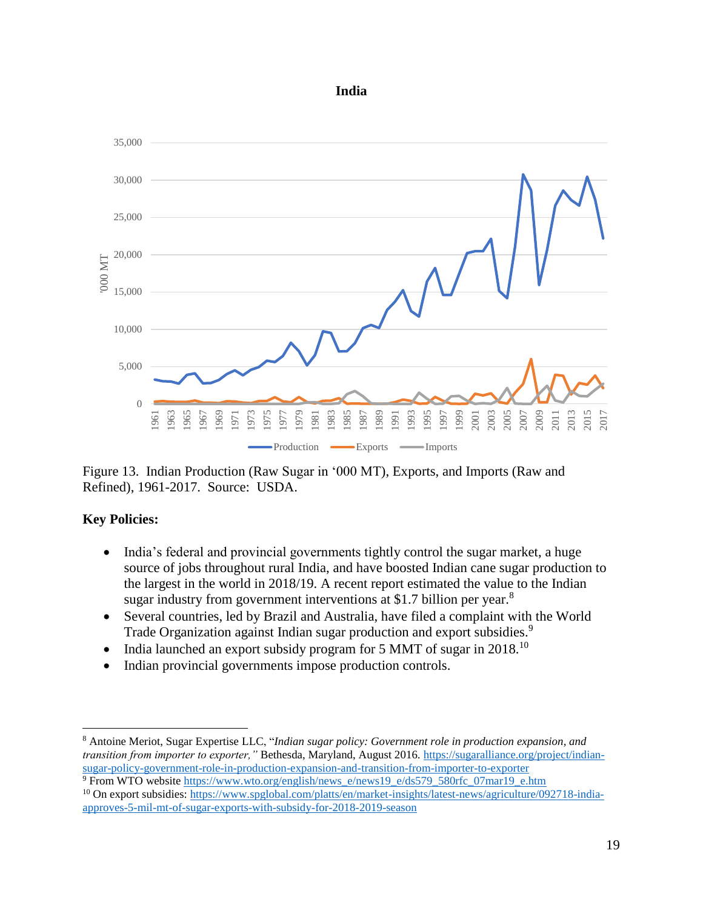**India**

Figure 13. Indian Production (Raw Sugar in '000 MT), Exports, and Imports (Raw and Refined), 1961-2017. Source: USDA.

**Key Policies:**

- India's federal and provincial governments tightly control the sugar market, a huge source of jobs throughout rural India, and have boosted Indian cane sugar production to the largest in the world in 2018/19. A recent report estimated the value to the Indian sugar industry from government interventions at $1.7 billion per year.[8]
- Several countries, led by Brazil and Australia, have filed a complaint with the World Trade Organization against Indian sugar production and export subsidies.[9]
- India launched an export subsidy program for 5 MMT of sugar in 2018.[10]
- Indian provincial governments impose production controls.

---

[8] Antoine Meriot, Sugar Expertise LLC, "*Indian sugar policy: Government role in production expansion, and transition from importer to exporter,"* Bethesda, Maryland, August 2016. https://sugaralliance.org/project/indian-sugar-policy-government-role-in-production-expansion-and-transition-from-importer-to-exporter

[9] From WTO website https://www.wto.org/english/news_e/news19_e/ds579_580rfc_07mar19_e.htm

[10] On export subsidies: https://www.spglobal.com/platts/en/market-insights/latest-news/agriculture/092718-india-approves-5-mil-mt-of-sugar-exports-with-subsidy-for-2018-2019-season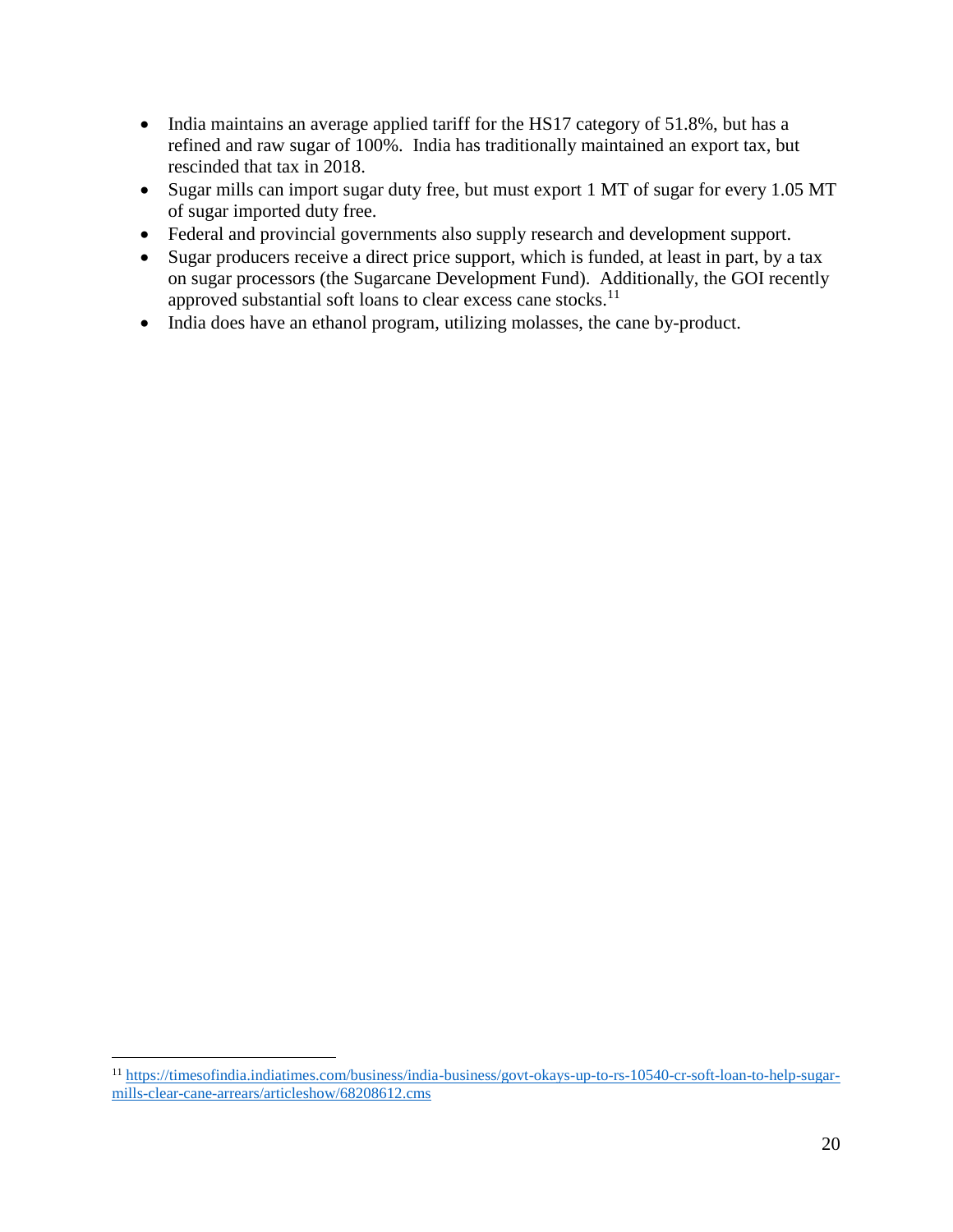- India maintains an average applied tariff for the HS17 category of 51.8%, but has a refined and raw sugar of 100%. India has traditionally maintained an export tax, but rescinded that tax in 2018.
- Sugar mills can import sugar duty free, but must export 1 MT of sugar for every 1.05 MT of sugar imported duty free.
- Federal and provincial governments also supply research and development support.
- Sugar producers receive a direct price support, which is funded, at least in part, by a tax on sugar processors (the Sugarcane Development Fund). Additionally, the GOI recently approved substantial soft loans to clear excess cane stocks.[11]
- India does have an ethanol program, utilizing molasses, the cane by-product.

---

[11] https://timesofindia.indiatimes.com/business/india-business/govt-okays-up-to-rs-10540-cr-soft-loan-to-help-sugar-mills-clear-cane-arrears/articleshow/68208612.cms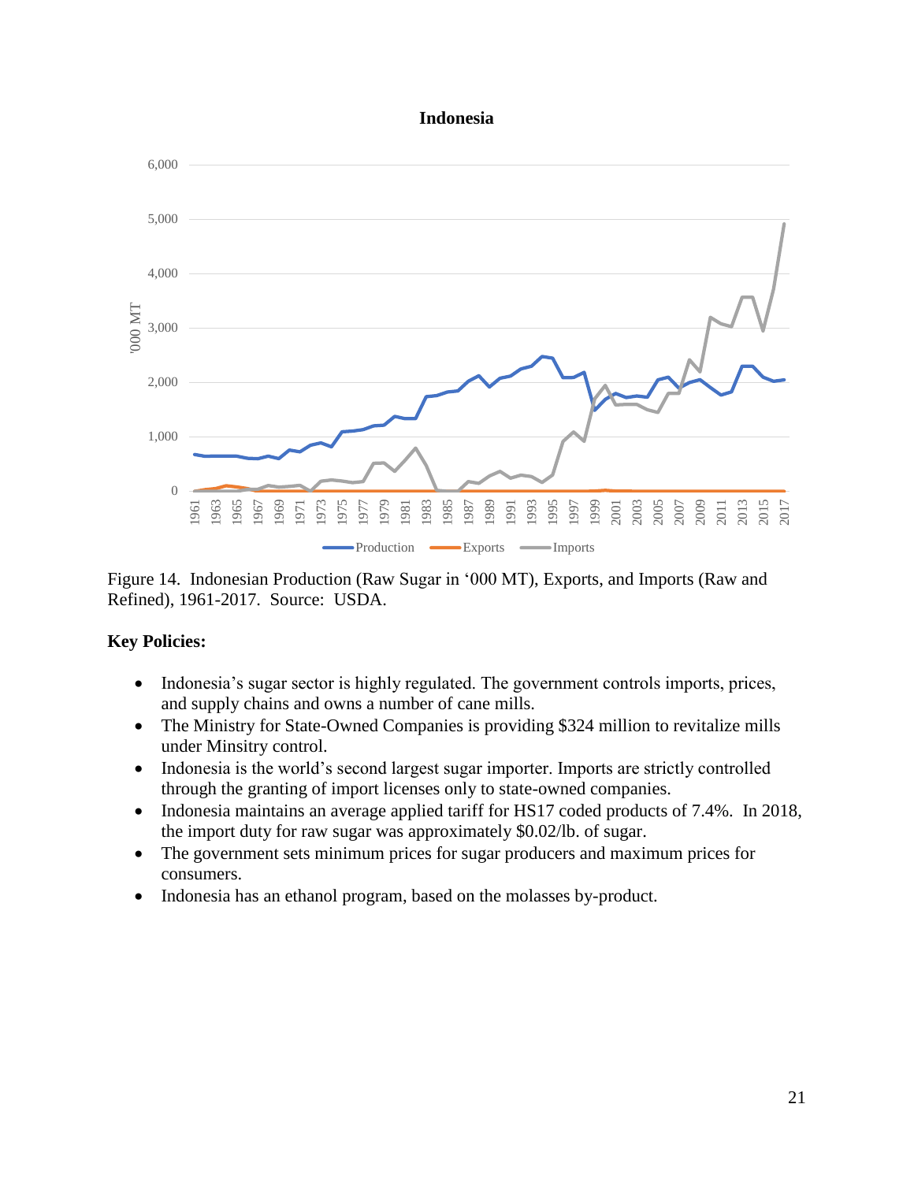**Indonesia**

Figure 14. Indonesian Production (Raw Sugar in '000 MT), Exports, and Imports (Raw and Refined), 1961-2017. Source: USDA.

**Key Policies:**

- Indonesia's sugar sector is highly regulated. The government controls imports, prices, and supply chains and owns a number of cane mills.
- The Ministry for State-Owned Companies is providing $324 million to revitalize mills under Minsitry control.
- Indonesia is the world's second largest sugar importer. Imports are strictly controlled through the granting of import licenses only to state-owned companies.
- Indonesia maintains an average applied tariff for HS17 coded products of 7.4%. In 2018, the import duty for raw sugar was approximately $0.02/lb. of sugar.
- The government sets minimum prices for sugar producers and maximum prices for consumers.
- Indonesia has an ethanol program, based on the molasses by-product.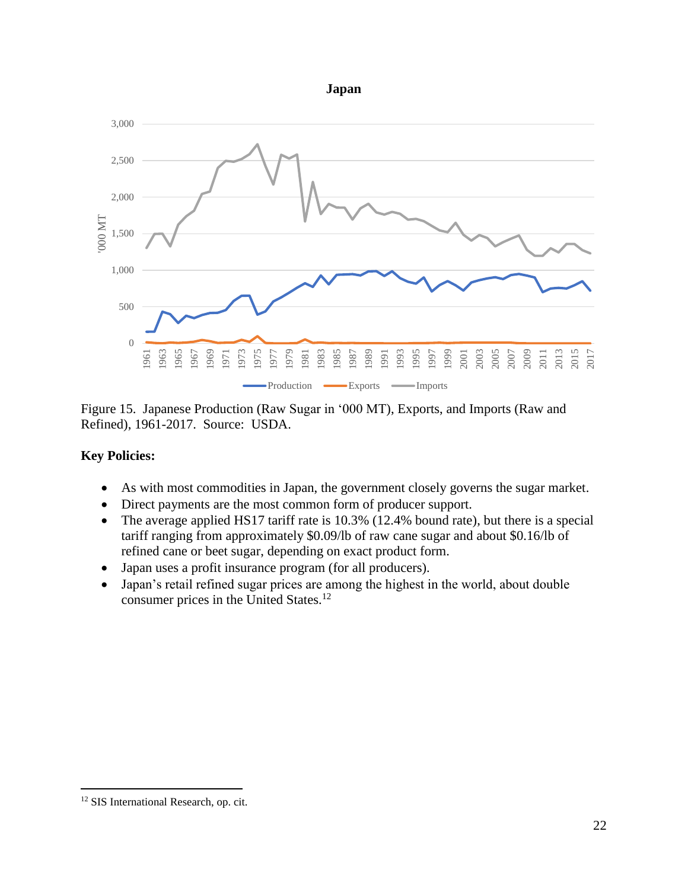Figure 15. Japanese Production (Raw Sugar in '000 MT), Exports, and Imports (Raw and Refined), 1961-2017. Source: USDA.

**Key Policies:**

- As with most commodities in Japan, the government closely governs the sugar market.
- Direct payments are the most common form of producer support.
- The average applied HS17 tariff rate is 10.3% (12.4% bound rate), but there is a special tariff ranging from approximately $0.09/lb of raw cane sugar and about $0.16/lb of refined cane or beet sugar, depending on exact product form.
- Japan uses a profit insurance program (for all producers).
- Japan's retail refined sugar prices are among the highest in the world, about double consumer prices in the United States.[12]

[12] SIS International Research, op. cit.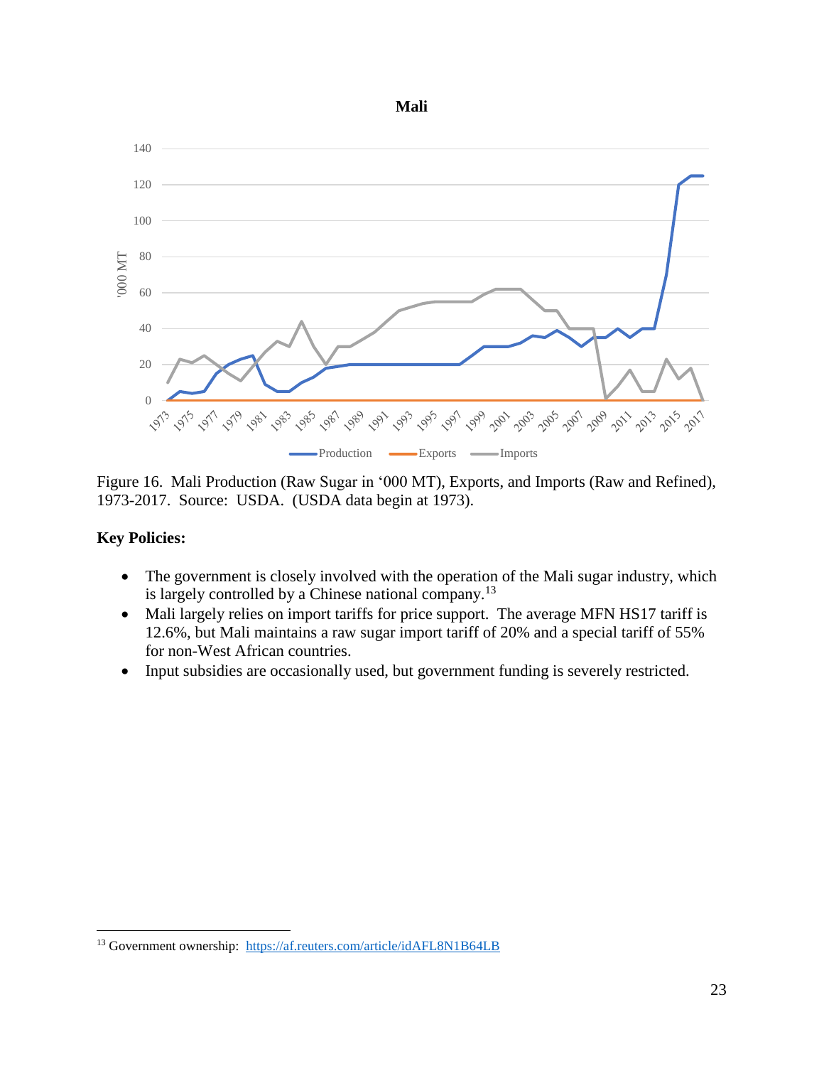Figure 16. Mali Production (Raw Sugar in '000 MT), Exports, and Imports (Raw and Refined), 1973-2017. Source: USDA. (USDA data begin at 1973).

**Key Policies:**

- The government is closely involved with the operation of the Mali sugar industry, which is largely controlled by a Chinese national company.[13]
- Mali largely relies on import tariffs for price support. The average MFN HS17 tariff is 12.6%, but Mali maintains a raw sugar import tariff of 20% and a special tariff of 55% for non-West African countries.
- Input subsidies are occasionally used, but government funding is severely restricted.

[13] Government ownership: https://af.reuters.com/article/idAFL8N1B64LB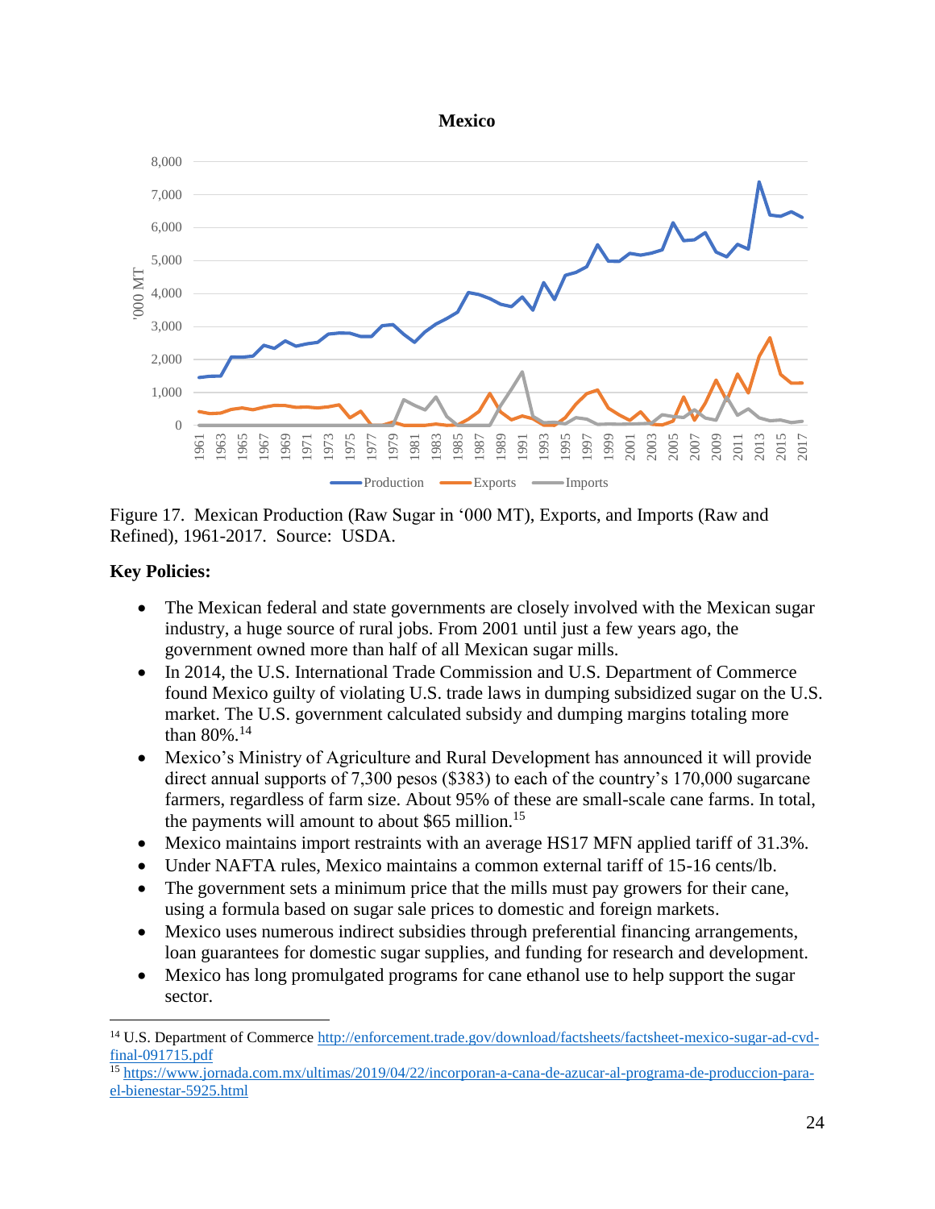**Mexico**

Figure 17. Mexican Production (Raw Sugar in '000 MT), Exports, and Imports (Raw and Refined), 1961-2017. Source: USDA.

**Key Policies:**

- The Mexican federal and state governments are closely involved with the Mexican sugar industry, a huge source of rural jobs. From 2001 until just a few years ago, the government owned more than half of all Mexican sugar mills.
- In 2014, the U.S. International Trade Commission and U.S. Department of Commerce found Mexico guilty of violating U.S. trade laws in dumping subsidized sugar on the U.S. market. The U.S. government calculated subsidy and dumping margins totaling more than 80%.[14]
- Mexico's Ministry of Agriculture and Rural Development has announced it will provide direct annual supports of 7,300 pesos ($383) to each of the country's 170,000 sugarcane farmers, regardless of farm size. About 95% of these are small-scale cane farms. In total, the payments will amount to about $65 million.[15]
- Mexico maintains import restraints with an average HS17 MFN applied tariff of 31.3%.
- Under NAFTA rules, Mexico maintains a common external tariff of 15-16 cents/lb.
- The government sets a minimum price that the mills must pay growers for their cane, using a formula based on sugar sale prices to domestic and foreign markets.
- Mexico uses numerous indirect subsidies through preferential financing arrangements, loan guarantees for domestic sugar supplies, and funding for research and development.
- Mexico has long promulgated programs for cane ethanol use to help support the sugar sector.

---

[14] U.S. Department of Commerce http://enforcement.trade.gov/download/factsheets/factsheet-mexico-sugar-ad-cvd-final-091715.pdf

[15] https://www.jornada.com.mx/ultimas/2019/04/22/incorporan-a-cana-de-azucar-al-programa-de-produccion-para-el-bienestar-5925.html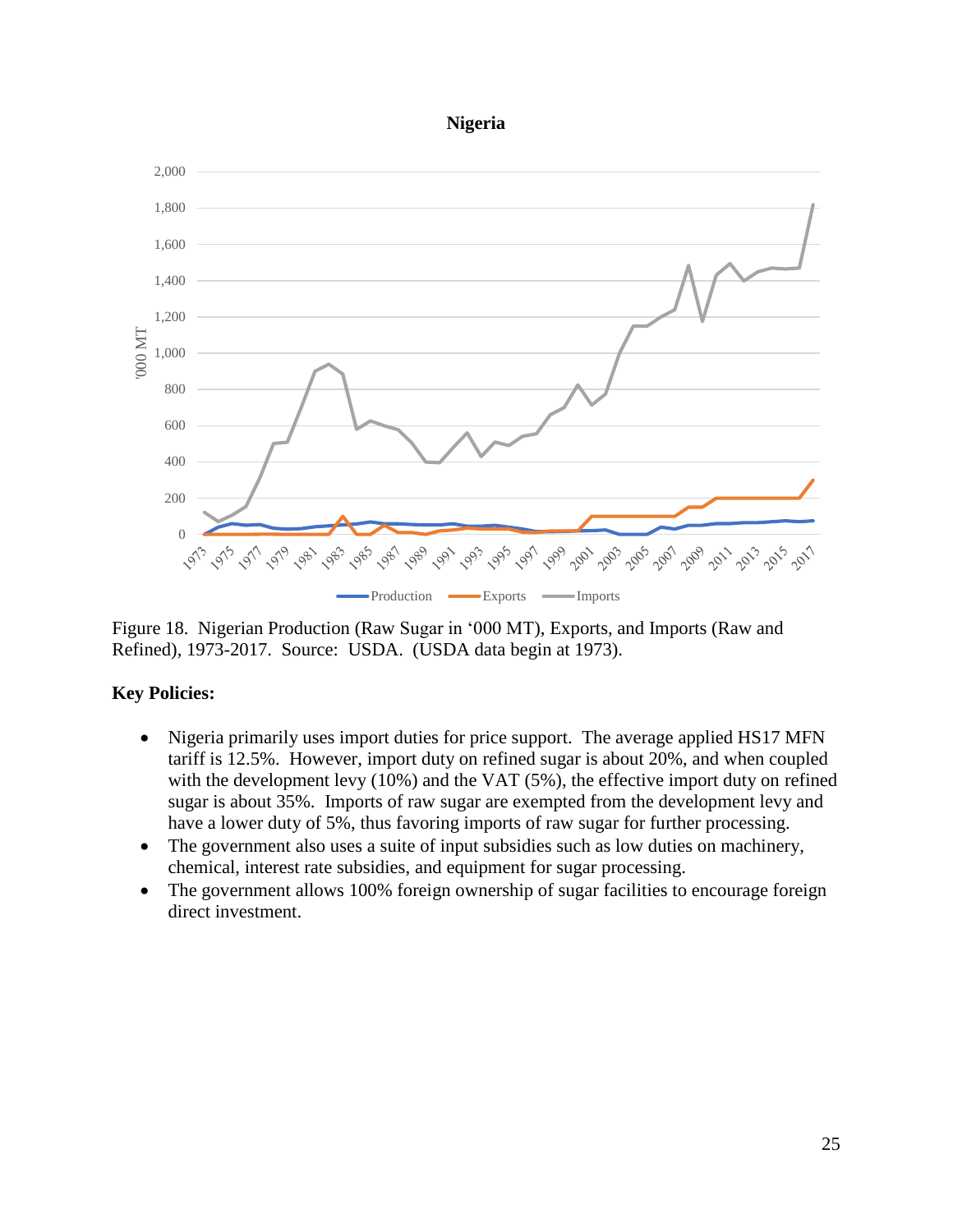**Nigeria**

Figure 18. Nigerian Production (Raw Sugar in '000 MT), Exports, and Imports (Raw and Refined), 1973-2017. Source: USDA. (USDA data begin at 1973).

**Key Policies:**

- Nigeria primarily uses import duties for price support. The average applied HS17 MFN tariff is 12.5%. However, import duty on refined sugar is about 20%, and when coupled with the development levy (10%) and the VAT (5%), the effective import duty on refined sugar is about 35%. Imports of raw sugar are exempted from the development levy and have a lower duty of 5%, thus favoring imports of raw sugar for further processing.
- The government also uses a suite of input subsidies such as low duties on machinery, chemical, interest rate subsidies, and equipment for sugar processing.
- The government allows 100% foreign ownership of sugar facilities to encourage foreign direct investment.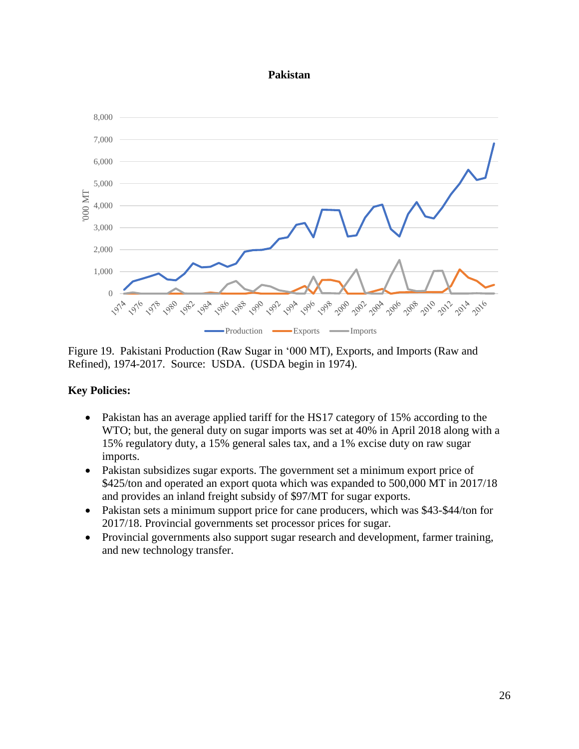**Pakistan**

Figure 19. Pakistani Production (Raw Sugar in '000 MT), Exports, and Imports (Raw and Refined), 1974-2017. Source: USDA. (USDA begin in 1974).

**Key Policies:**

- Pakistan has an average applied tariff for the HS17 category of 15% according to the WTO; but, the general duty on sugar imports was set at 40% in April 2018 along with a 15% regulatory duty, a 15% general sales tax, and a 1% excise duty on raw sugar imports.
- Pakistan subsidizes sugar exports. The government set a minimum export price of $425/ton and operated an export quota which was expanded to 500,000 MT in 2017/18 and provides an inland freight subsidy of $97/MT for sugar exports.
- Pakistan sets a minimum support price for cane producers, which was $43-$44/ton for 2017/18. Provincial governments set processor prices for sugar.
- Provincial governments also support sugar research and development, farmer training, and new technology transfer.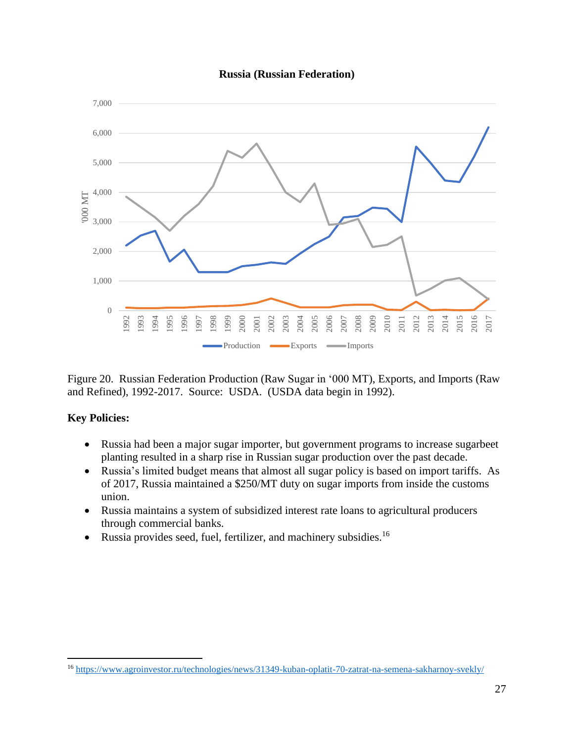**Russia (Russian Federation)**

Figure 20. Russian Federation Production (Raw Sugar in '000 MT), Exports, and Imports (Raw and Refined), 1992-2017. Source: USDA. (USDA data begin in 1992).

**Key Policies:**

- Russia had been a major sugar importer, but government programs to increase sugarbeet planting resulted in a sharp rise in Russian sugar production over the past decade.
- Russia's limited budget means that almost all sugar policy is based on import tariffs. As of 2017, Russia maintained a \$250/MT duty on sugar imports from inside the customs union.
- Russia maintains a system of subsidized interest rate loans to agricultural producers through commercial banks.
- Russia provides seed, fuel, fertilizer, and machinery subsidies.[16]

---

[16] https://www.agroinvestor.ru/technologies/news/31349-kuban-oplatit-70-zatrat-na-semena-sakharnoy-svekly/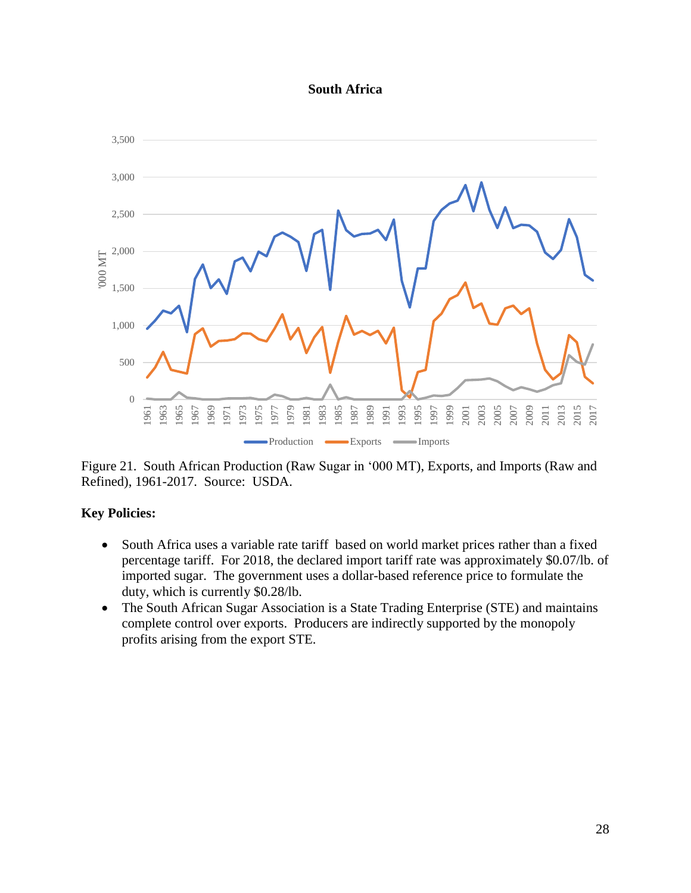**South Africa**

Figure 21. South African Production (Raw Sugar in '000 MT), Exports, and Imports (Raw and Refined), 1961-2017. Source: USDA.

**Key Policies:**

- South Africa uses a variable rate tariff based on world market prices rather than a fixed percentage tariff. For 2018, the declared import tariff rate was approximately $0.07/lb. of imported sugar. The government uses a dollar-based reference price to formulate the duty, which is currently $0.28/lb.
- The South African Sugar Association is a State Trading Enterprise (STE) and maintains complete control over exports. Producers are indirectly supported by the monopoly profits arising from the export STE.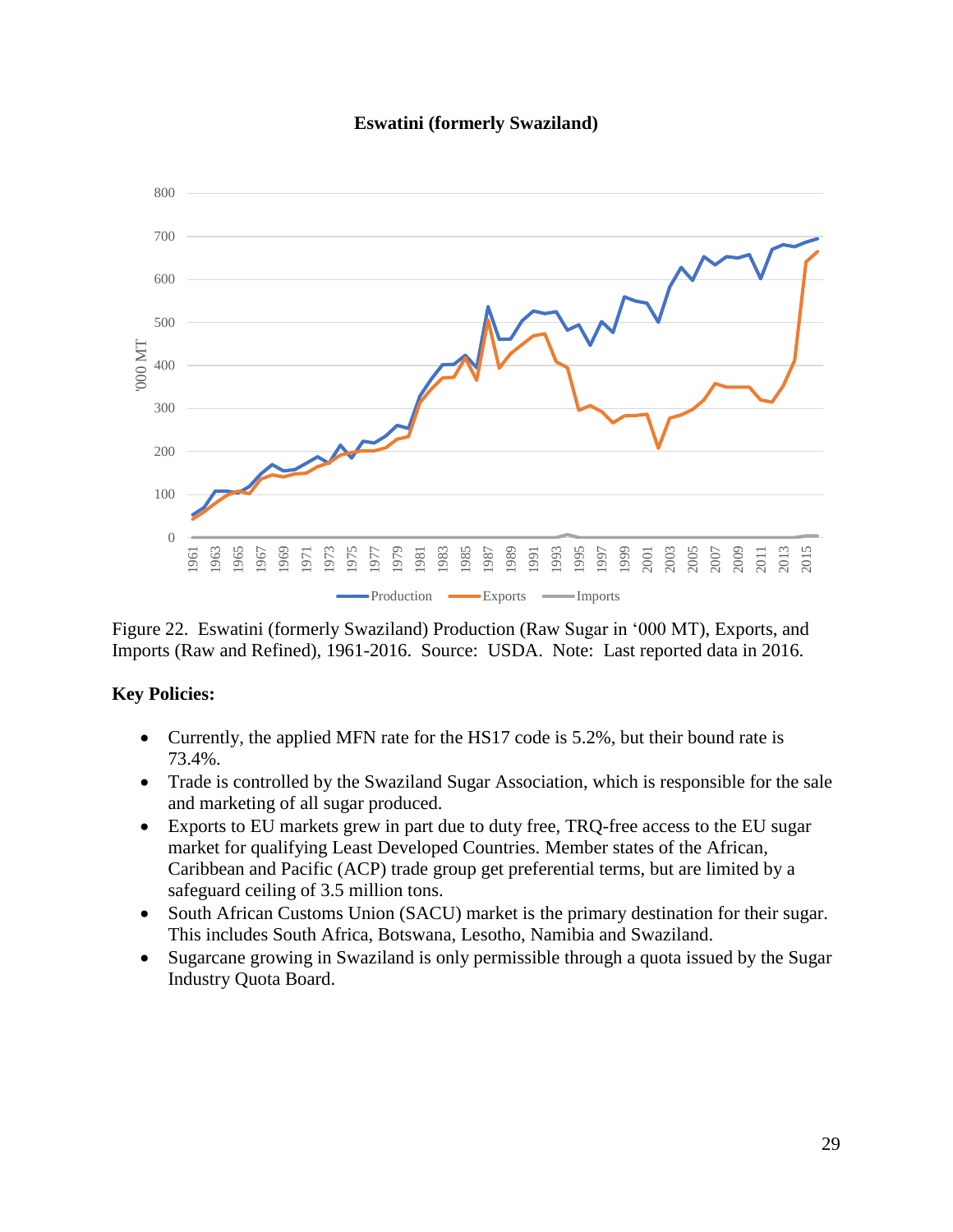**Eswatini (formerly Swaziland)**

Figure 22. Eswatini (formerly Swaziland) Production (Raw Sugar in '000 MT), Exports, and Imports (Raw and Refined), 1961-2016. Source: USDA. Note: Last reported data in 2016.

**Key Policies:**

- Currently, the applied MFN rate for the HS17 code is 5.2%, but their bound rate is 73.4%.
- Trade is controlled by the Swaziland Sugar Association, which is responsible for the sale and marketing of all sugar produced.
- Exports to EU markets grew in part due to duty free, TRQ-free access to the EU sugar market for qualifying Least Developed Countries. Member states of the African, Caribbean and Pacific (ACP) trade group get preferential terms, but are limited by a safeguard ceiling of 3.5 million tons.
- South African Customs Union (SACU) market is the primary destination for their sugar. This includes South Africa, Botswana, Lesotho, Namibia and Swaziland.
- Sugarcane growing in Swaziland is only permissible through a quota issued by the Sugar Industry Quota Board.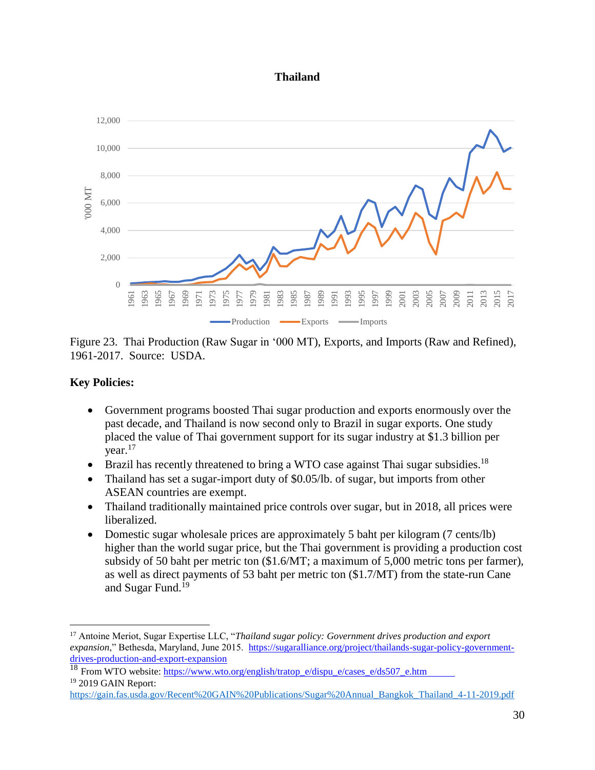**Thailand**

Figure 23. Thai Production (Raw Sugar in '000 MT), Exports, and Imports (Raw and Refined), 1961-2017. Source: USDA.

**Key Policies:**

- Government programs boosted Thai sugar production and exports enormously over the past decade, and Thailand is now second only to Brazil in sugar exports. One study placed the value of Thai government support for its sugar industry at $1.3 billion per year.[17]
- Brazil has recently threatened to bring a WTO case against Thai sugar subsidies.[18]
- Thailand has set a sugar-import duty of $0.05/lb. of sugar, but imports from other ASEAN countries are exempt.
- Thailand traditionally maintained price controls over sugar, but in 2018, all prices were liberalized.
- Domestic sugar wholesale prices are approximately 5 baht per kilogram (7 cents/lb) higher than the world sugar price, but the Thai government is providing a production cost subsidy of 50 baht per metric ton ($1.6/MT; a maximum of 5,000 metric tons per farmer), as well as direct payments of 53 baht per metric ton ($1.7/MT) from the state-run Cane and Sugar Fund.[19]

---

[17] Antoine Meriot, Sugar Expertise LLC, "*Thailand sugar policy: Government drives production and export expansion*," Bethesda, Maryland, June 2015. https://sugaralliance.org/project/thailands-sugar-policy-government-drives-production-and-export-expansion

[18] From WTO website: https://www.wto.org/english/tratop_e/dispu_e/cases_e/ds507_e.htm

[19] 2019 GAIN Report: https://gain.fas.usda.gov/Recent%20GAIN%20Publications/Sugar%20Annual_Bangkok_Thailand_4-11-2019.pdf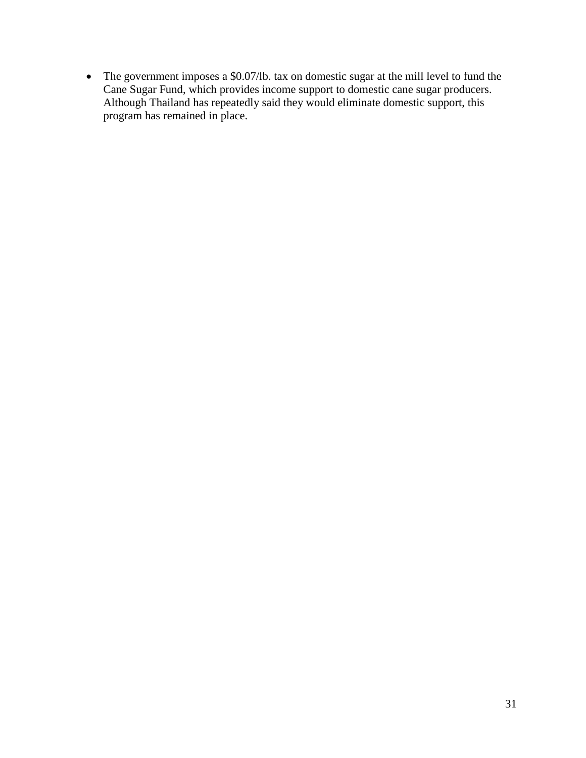- The government imposes a $0.07/lb. tax on domestic sugar at the mill level to fund the Cane Sugar Fund, which provides income support to domestic cane sugar producers. Although Thailand has repeatedly said they would eliminate domestic support, this program has remained in place.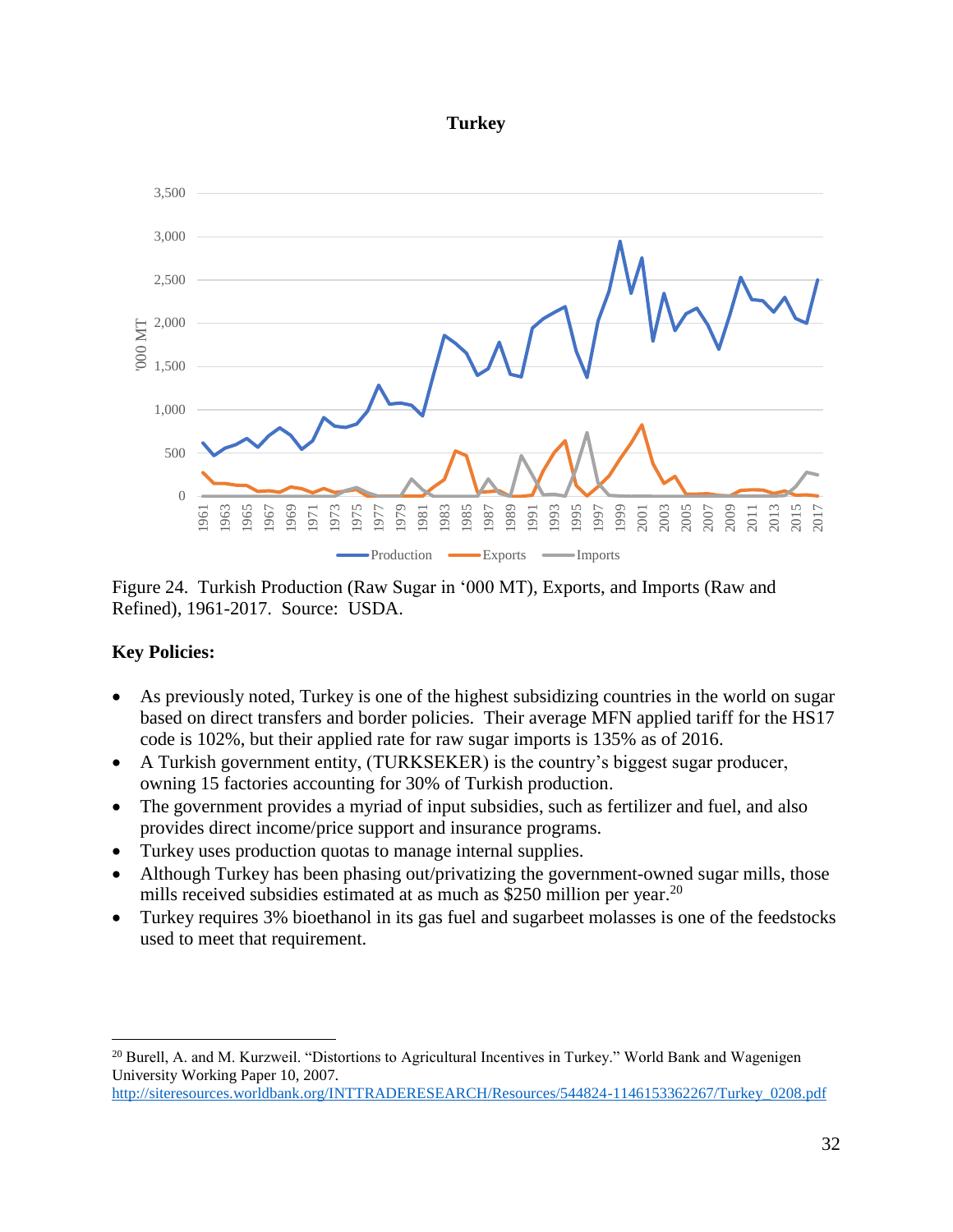**Turkey**

3,500
3,000
2,500
2,000
1,500
1,000
500
0

'000 MT

1961 1963 1965 1967 1969 1971 1973 1975 1977 1979 1981 1983 1985 1987 1989 1991 1993 1995 1997 1999 2001 2003 2005 2007 2009 2011 2013 2015 2017

Production Exports Imports

Figure 24. Turkish Production (Raw Sugar in '000 MT), Exports, and Imports (Raw and Refined), 1961-2017. Source: USDA.

**Key Policies:**

- As previously noted, Turkey is one of the highest subsidizing countries in the world on sugar based on direct transfers and border policies. Their average MFN applied tariff for the HS17 code is 102%, but their applied rate for raw sugar imports is 135% as of 2016.
- A Turkish government entity, (TURKSEKER) is the country's biggest sugar producer, owning 15 factories accounting for 30% of Turkish production.
- The government provides a myriad of input subsidies, such as fertilizer and fuel, and also provides direct income/price support and insurance programs.
- Turkey uses production quotas to manage internal supplies.
- Although Turkey has been phasing out/privatizing the government-owned sugar mills, those mills received subsidies estimated at as much as $250 million per year.[20]
- Turkey requires 3% bioethanol in its gas fuel and sugarbeet molasses is one of the feedstocks used to meet that requirement.

[20] Burell, A. and M. Kurzweil. "Distortions to Agricultural Incentives in Turkey." World Bank and Wagenigen University Working Paper 10, 2007. http://siteresources.worldbank.org/INTTRADERESEARCH/Resources/544824-1146153362267/Turkey_0208.pdf